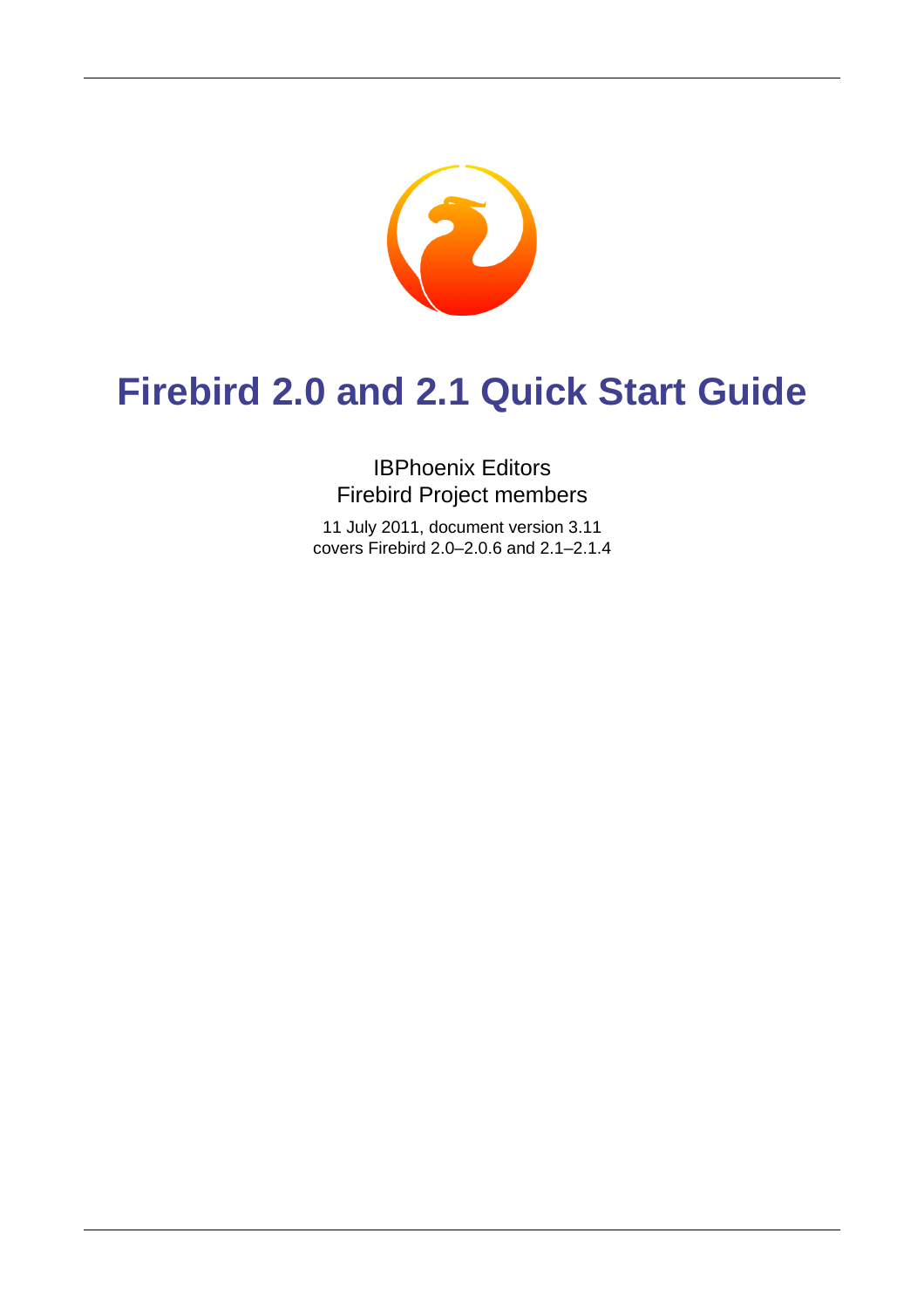# Firebird 2.0 and 2.1 Quick Start Guide

IBPhoenix Editors
Firebird Project members

11 July 2011, document version 3.11
covers Firebird 2.0–2.0.6 and 2.1–2.1.4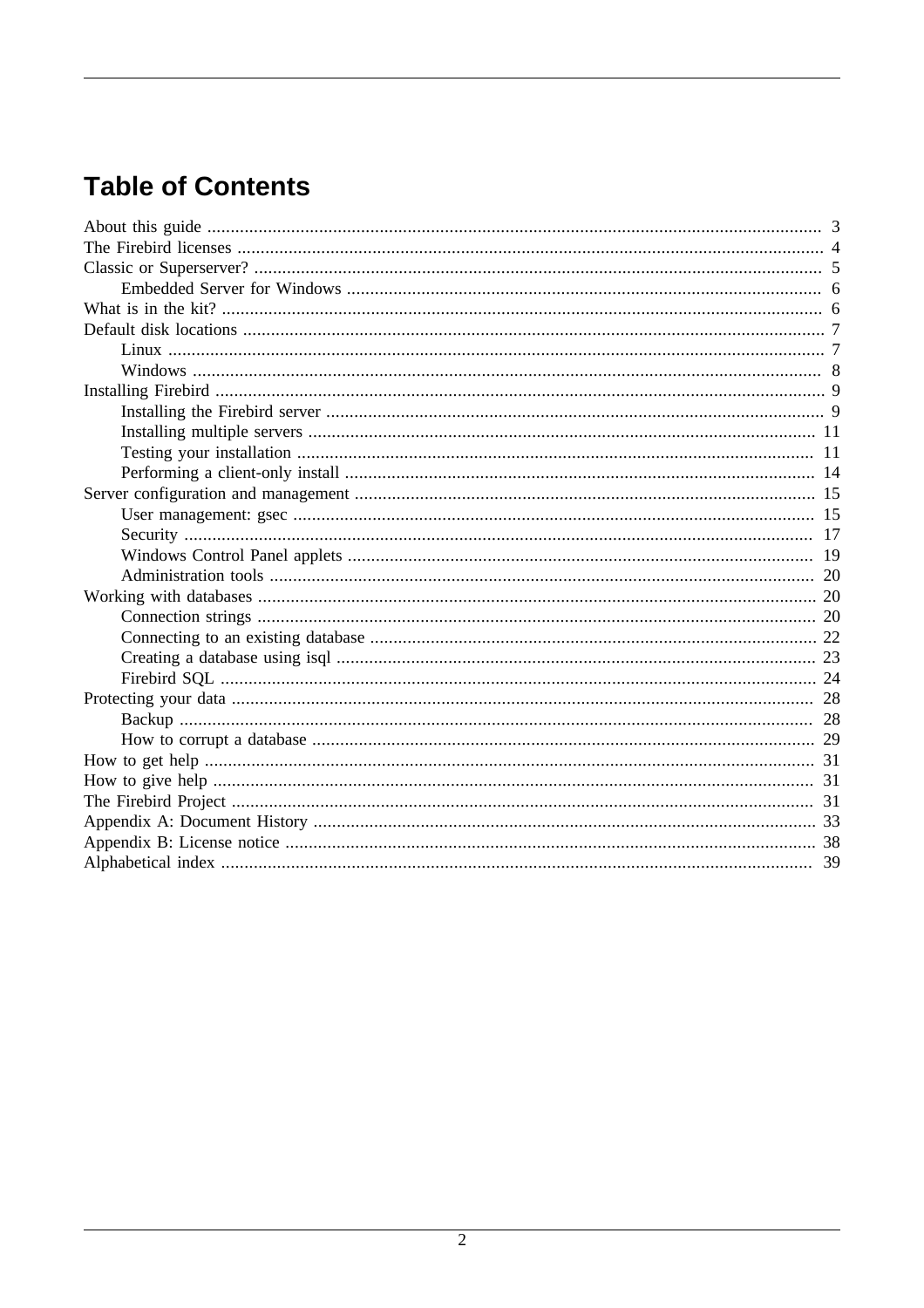# Table of Contents

- About this guide ... 3
- The Firebird licenses ... 4
- Classic or Superserver? ... 5
  - Embedded Server for Windows ... 6
- What is in the kit? ... 6
- Default disk locations ... 7
  - Linux ... 7
  - Windows ... 8
- Installing Firebird ... 9
  - Installing the Firebird server ... 9
  - Installing multiple servers ... 11
  - Testing your installation ... 11
  - Performing a client-only install ... 14
- Server configuration and management ... 15
  - User management: gsec ... 15
  - Security ... 17
  - Windows Control Panel applets ... 19
  - Administration tools ... 20
- Working with databases ... 20
  - Connection strings ... 20
  - Connecting to an existing database ... 22
  - Creating a database using isql ... 23
  - Firebird SQL ... 24
- Protecting your data ... 28
  - Backup ... 28
  - How to corrupt a database ... 29
- How to get help ... 31
- How to give help ... 31
- The Firebird Project ... 31
- Appendix A: Document History ... 33
- Appendix B: License notice ... 38
- Alphabetical index ... 39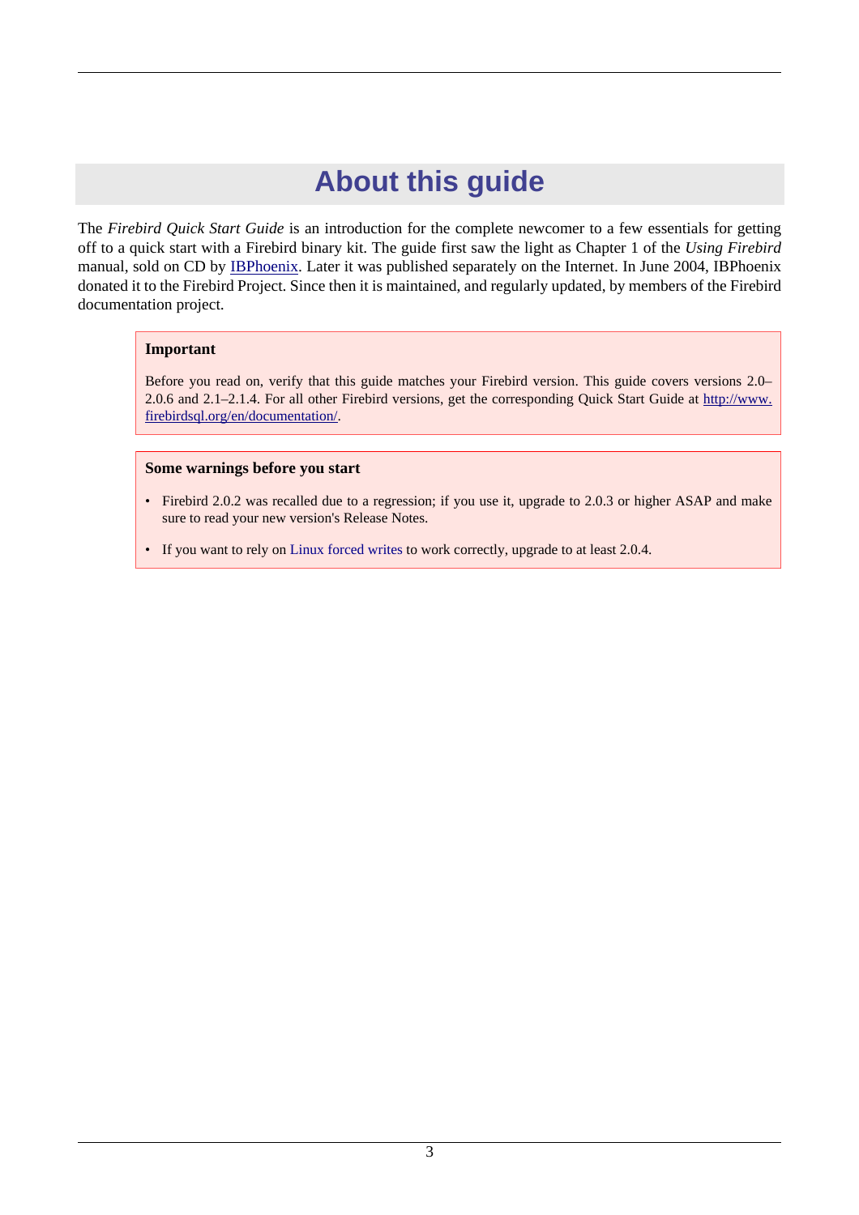# About this guide

The *Firebird Quick Start Guide* is an introduction for the complete newcomer to a few essentials for getting off to a quick start with a Firebird binary kit. The guide first saw the light as Chapter 1 of the *Using Firebird* manual, sold on CD by IBPhoenix. Later it was published separately on the Internet. In June 2004, IBPhoenix donated it to the Firebird Project. Since then it is maintained, and regularly updated, by members of the Firebird documentation project.

> **Important**
>
> Before you read on, verify that this guide matches your Firebird version. This guide covers versions 2.0–2.0.6 and 2.1–2.1.4. For all other Firebird versions, get the corresponding Quick Start Guide at http://www.firebirdsql.org/en/documentation/.

> **Some warnings before you start**
>
> - Firebird 2.0.2 was recalled due to a regression; if you use it, upgrade to 2.0.3 or higher ASAP and make sure to read your new version's Release Notes.
> - If you want to rely on Linux forced writes to work correctly, upgrade to at least 2.0.4.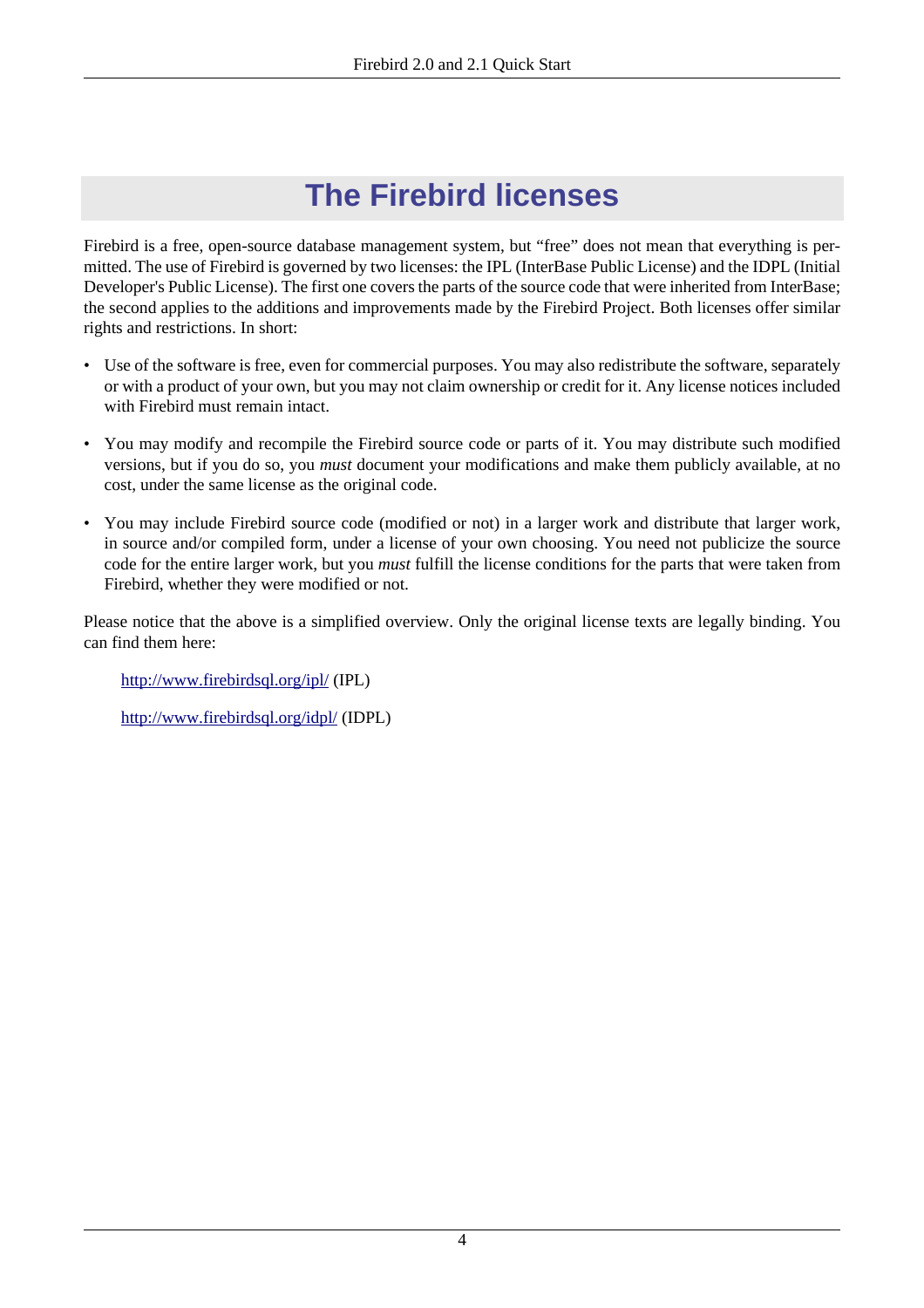# The Firebird licenses

Firebird is a free, open-source database management system, but “free” does not mean that everything is permitted. The use of Firebird is governed by two licenses: the IPL (InterBase Public License) and the IDPL (Initial Developer's Public License). The first one covers the parts of the source code that were inherited from InterBase; the second applies to the additions and improvements made by the Firebird Project. Both licenses offer similar rights and restrictions. In short:

- Use of the software is free, even for commercial purposes. You may also redistribute the software, separately or with a product of your own, but you may not claim ownership or credit for it. Any license notices included with Firebird must remain intact.

- You may modify and recompile the Firebird source code or parts of it. You may distribute such modified versions, but if you do so, you *must* document your modifications and make them publicly available, at no cost, under the same license as the original code.

- You may include Firebird source code (modified or not) in a larger work and distribute that larger work, in source and/or compiled form, under a license of your own choosing. You need not publicize the source code for the entire larger work, but you *must* fulfill the license conditions for the parts that were taken from Firebird, whether they were modified or not.

Please notice that the above is a simplified overview. Only the original license texts are legally binding. You can find them here:

> [http://www.firebirdsql.org/ipl/](http://www.firebirdsql.org/ipl/) (IPL)
>
> [http://www.firebirdsql.org/idpl/](http://www.firebirdsql.org/idpl/) (IDPL)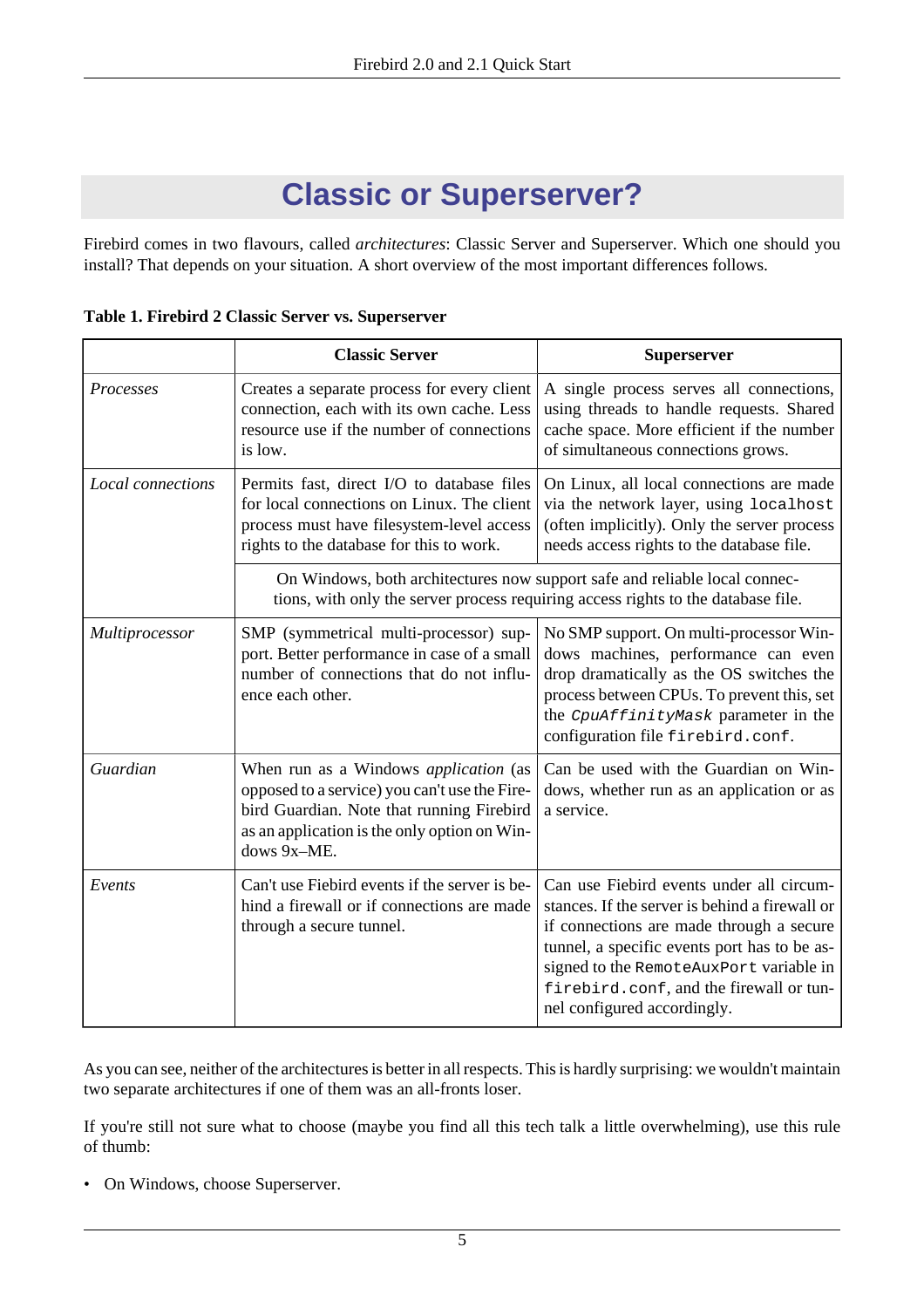# Classic or Superserver?

Firebird comes in two flavours, called *architectures*: Classic Server and Superserver. Which one should you install? That depends on your situation. A short overview of the most important differences follows.

**Table 1. Firebird 2 Classic Server vs. Superserver**

| | Classic Server | Superserver |
|---|---|---|
| *Processes* | Creates a separate process for every client connection, each with its own cache. Less resource use if the number of connections is low. | A single process serves all connections, using threads to handle requests. Shared cache space. More efficient if the number of simultaneous connections grows. |
| *Local connections* | Permits fast, direct I/O to database files for local connections on Linux. The client process must have filesystem-level access rights to the database for this to work. | On Linux, all local connections are made via the network layer, using `localhost` (often implicitly). Only the server process needs access rights to the database file. |
| | On Windows, both architectures now support safe and reliable local connections, with only the server process requiring access rights to the database file. | |
| *Multiprocessor* | SMP (symmetrical multi-processor) support. Better performance in case of a small number of connections that do not influence each other. | No SMP support. On multi-processor Windows machines, performance can even drop dramatically as the OS switches the process between CPUs. To prevent this, set the *`CpuAffinityMask`* parameter in the configuration file `firebird.conf`. |
| *Guardian* | When run as a Windows *application* (as opposed to a service) you can't use the Firebird Guardian. Note that running Firebird as an application is the only option on Windows 9x–ME. | Can be used with the Guardian on Windows, whether run as an application or as a service. |
| *Events* | Can't use Fiebird events if the server is behind a firewall or if connections are made through a secure tunnel. | Can use Fiebird events under all circumstances. If the server is behind a firewall or if connections are made through a secure tunnel, a specific events port has to be assigned to the `RemoteAuxPort` variable in `firebird.conf`, and the firewall or tunnel configured accordingly. |

As you can see, neither of the architectures is better in all respects. This is hardly surprising: we wouldn't maintain two separate architectures if one of them was an all-fronts loser.

If you're still not sure what to choose (maybe you find all this tech talk a little overwhelming), use this rule of thumb:

- On Windows, choose Superserver.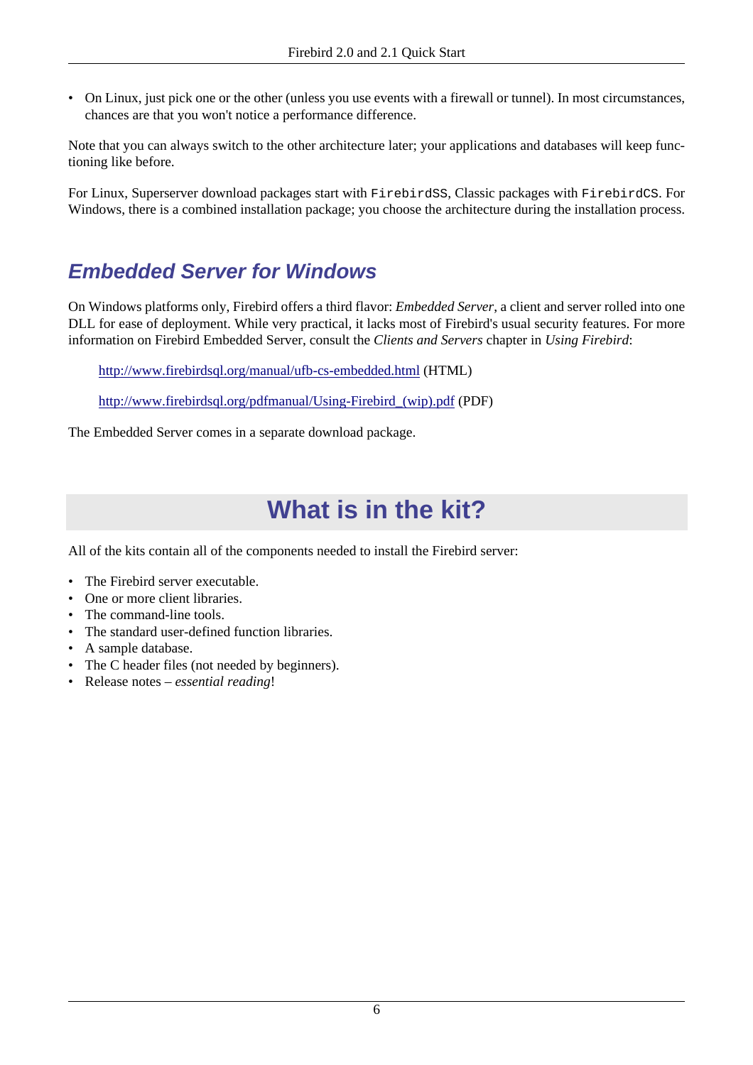- On Linux, just pick one or the other (unless you use events with a firewall or tunnel). In most circumstances, chances are that you won't notice a performance difference.

Note that you can always switch to the other architecture later; your applications and databases will keep functioning like before.

For Linux, Superserver download packages start with `FirebirdSS`, Classic packages with `FirebirdCS`. For Windows, there is a combined installation package; you choose the architecture during the installation process.

### Embedded Server for Windows

On Windows platforms only, Firebird offers a third flavor: *Embedded Server*, a client and server rolled into one DLL for ease of deployment. While very practical, it lacks most of Firebird's usual security features. For more information on Firebird Embedded Server, consult the *Clients and Servers* chapter in *Using Firebird*:

> http://www.firebirdsql.org/manual/ufb-cs-embedded.html (HTML)
>
> http://www.firebirdsql.org/pdfmanual/Using-Firebird_(wip).pdf (PDF)

The Embedded Server comes in a separate download package.

## What is in the kit?

All of the kits contain all of the components needed to install the Firebird server:

- The Firebird server executable.
- One or more client libraries.
- The command-line tools.
- The standard user-defined function libraries.
- A sample database.
- The C header files (not needed by beginners).
- Release notes – *essential reading*!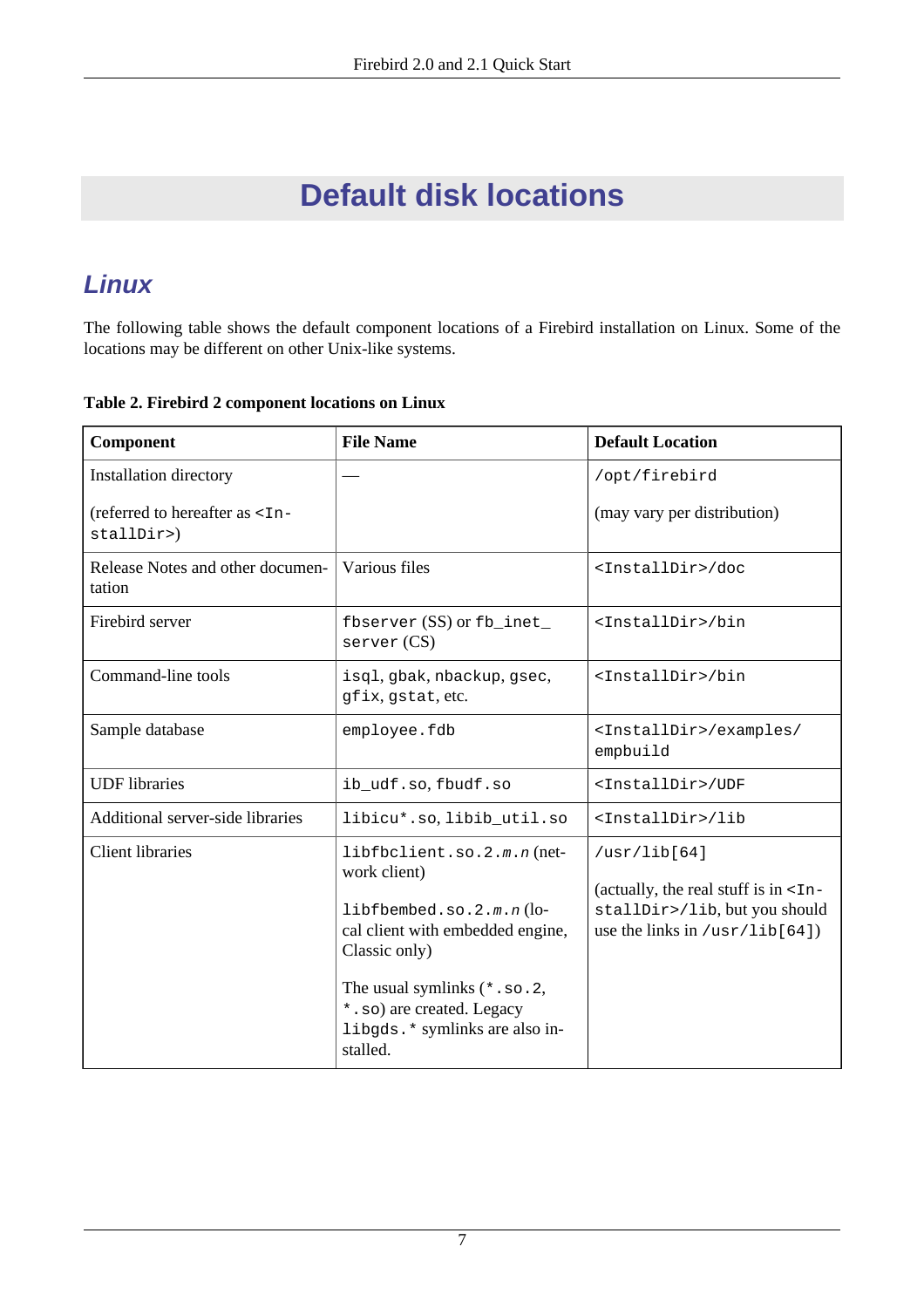# Default disk locations

## Linux

The following table shows the default component locations of a Firebird installation on Linux. Some of the locations may be different on other Unix-like systems.

**Table 2. Firebird 2 component locations on Linux**

| Component | File Name | Default Location |
|---|---|---|
| Installation directory<br><br>(referred to hereafter as `<InstallDir>`) | — | `/opt/firebird`<br><br>(may vary per distribution) |
| Release Notes and other documentation | Various files | `<InstallDir>/doc` |
| Firebird server | `fbserver` (SS) or `fb_inet_server` (CS) | `<InstallDir>/bin` |
| Command-line tools | `isql`, `gbak`, `nbackup`, `gsec`, `gfix`, `gstat`, etc. | `<InstallDir>/bin` |
| Sample database | `employee.fdb` | `<InstallDir>/examples/empbuild` |
| UDF libraries | `ib_udf.so`, `fbudf.so` | `<InstallDir>/UDF` |
| Additional server-side libraries | `libicu*.so`, `libib_util.so` | `<InstallDir>/lib` |
| Client libraries | `libfbclient.so.2.m.n` (network client)<br><br>`libfbembed.so.2.m.n` (local client with embedded engine, Classic only)<br><br>The usual symlinks (`*.so.2`, `*.so`) are created. Legacy `libgds.*` symlinks are also installed. | `/usr/lib[64]`<br><br>(actually, the real stuff is in `<InstallDir>/lib`, but you should use the links in `/usr/lib[64]`) |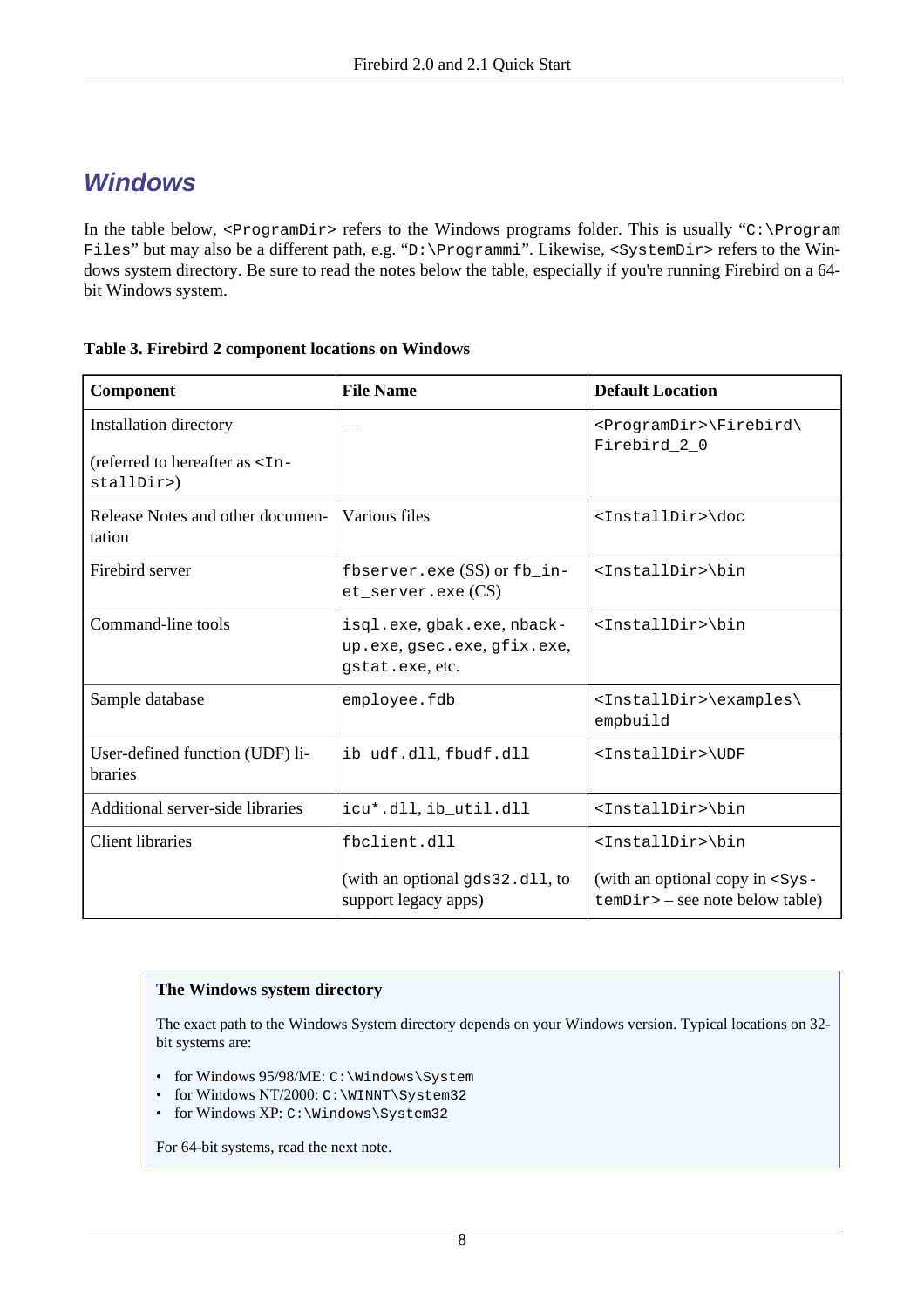## Windows

In the table below, `<ProgramDir>` refers to the Windows programs folder. This is usually "`C:\Program Files`" but may also be a different path, e.g. "`D:\Programmi`". Likewise, `<SystemDir>` refers to the Windows system directory. Be sure to read the notes below the table, especially if you're running Firebird on a 64-bit Windows system.

**Table 3. Firebird 2 component locations on Windows**

| Component | File Name | Default Location |
|---|---|---|
| Installation directory<br><br>(referred to hereafter as `<InstallDir>`) | — | `<ProgramDir>\Firebird\Firebird_2_0` |
| Release Notes and other documentation | Various files | `<InstallDir>\doc` |
| Firebird server | `fbserver.exe` (SS) or `fb_inet_server.exe` (CS) | `<InstallDir>\bin` |
| Command-line tools | `isql.exe`, `gbak.exe`, `nbackup.exe`, `gsec.exe`, `gfix.exe`, `gstat.exe`, etc. | `<InstallDir>\bin` |
| Sample database | `employee.fdb` | `<InstallDir>\examples\empbuild` |
| User-defined function (UDF) libraries | `ib_udf.dll`, `fbudf.dll` | `<InstallDir>\UDF` |
| Additional server-side libraries | `icu*.dll`, `ib_util.dll` | `<InstallDir>\bin` |
| Client libraries | `fbclient.dll`<br><br>(with an optional `gds32.dll`, to support legacy apps) | `<InstallDir>\bin`<br><br>(with an optional copy in `<SystemDir>` – see note below table) |

> **The Windows system directory**
>
> The exact path to the Windows System directory depends on your Windows version. Typical locations on 32-bit systems are:
>
> - for Windows 95/98/ME: `C:\Windows\System`
> - for Windows NT/2000: `C:\WINNT\System32`
> - for Windows XP: `C:\Windows\System32`
>
> For 64-bit systems, read the next note.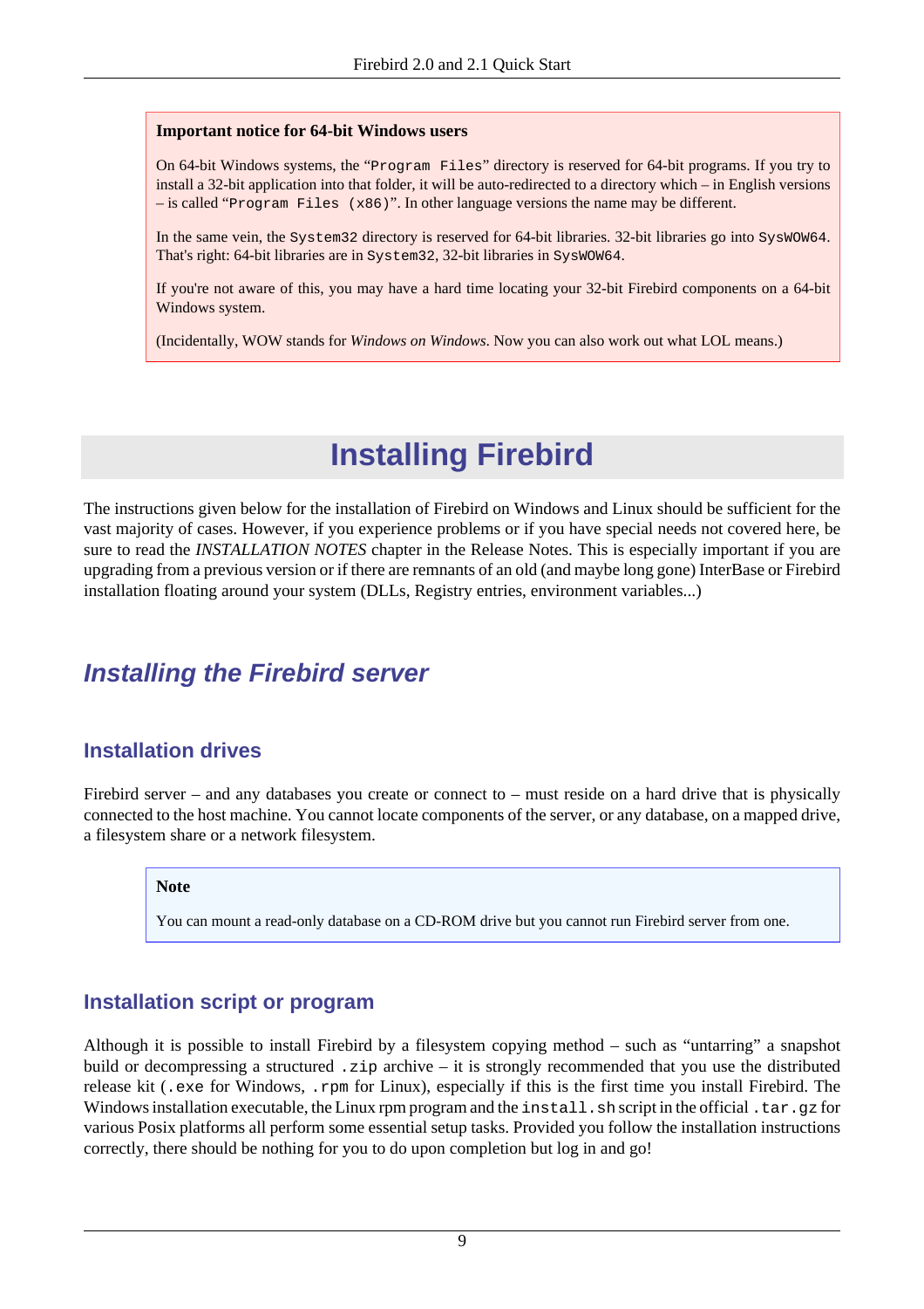> **Important notice for 64-bit Windows users**
>
> On 64-bit Windows systems, the "`Program Files`" directory is reserved for 64-bit programs. If you try to install a 32-bit application into that folder, it will be auto-redirected to a directory which – in English versions – is called "`Program Files (x86)`". In other language versions the name may be different.
>
> In the same vein, the `System32` directory is reserved for 64-bit libraries. 32-bit libraries go into `SysWOW64`. That's right: 64-bit libraries are in `System32`, 32-bit libraries in `SysWOW64`.
>
> If you're not aware of this, you may have a hard time locating your 32-bit Firebird components on a 64-bit Windows system.
>
> (Incidentally, WOW stands for *Windows on Windows*. Now you can also work out what LOL means.)

# Installing Firebird

The instructions given below for the installation of Firebird on Windows and Linux should be sufficient for the vast majority of cases. However, if you experience problems or if you have special needs not covered here, be sure to read the *INSTALLATION NOTES* chapter in the Release Notes. This is especially important if you are upgrading from a previous version or if there are remnants of an old (and maybe long gone) InterBase or Firebird installation floating around your system (DLLs, Registry entries, environment variables...)

## *Installing the Firebird server*

### Installation drives

Firebird server – and any databases you create or connect to – must reside on a hard drive that is physically connected to the host machine. You cannot locate components of the server, or any database, on a mapped drive, a filesystem share or a network filesystem.

> **Note**
>
> You can mount a read-only database on a CD-ROM drive but you cannot run Firebird server from one.

### Installation script or program

Although it is possible to install Firebird by a filesystem copying method – such as "untarring" a snapshot build or decompressing a structured `.zip` archive – it is strongly recommended that you use the distributed release kit (`.exe` for Windows, `.rpm` for Linux), especially if this is the first time you install Firebird. The Windows installation executable, the Linux rpm program and the `install.sh` script in the official `.tar.gz` for various Posix platforms all perform some essential setup tasks. Provided you follow the installation instructions correctly, there should be nothing for you to do upon completion but log in and go!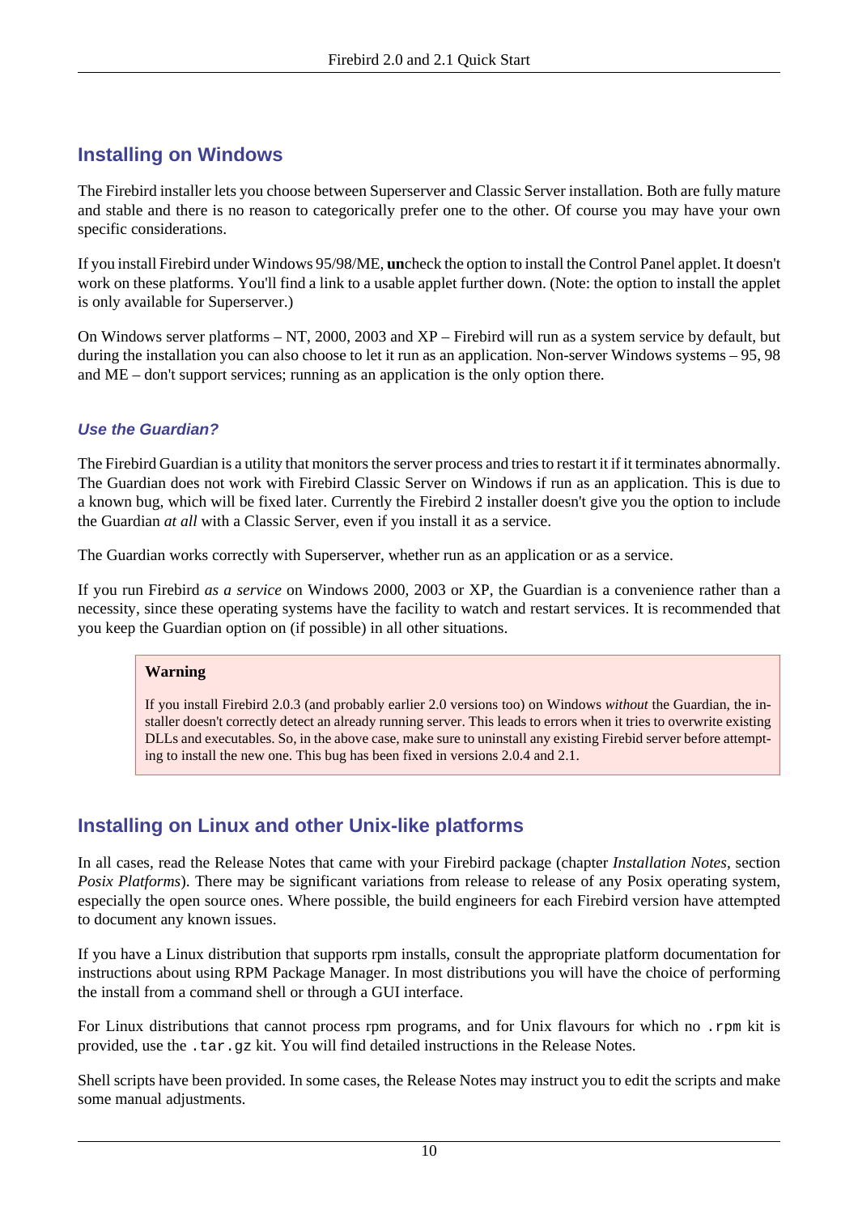## Installing on Windows

The Firebird installer lets you choose between Superserver and Classic Server installation. Both are fully mature and stable and there is no reason to categorically prefer one to the other. Of course you may have your own specific considerations.

If you install Firebird under Windows 95/98/ME, **un**check the option to install the Control Panel applet. It doesn't work on these platforms. You'll find a link to a usable applet further down. (Note: the option to install the applet is only available for Superserver.)

On Windows server platforms – NT, 2000, 2003 and XP – Firebird will run as a system service by default, but during the installation you can also choose to let it run as an application. Non-server Windows systems – 95, 98 and ME – don't support services; running as an application is the only option there.

### *Use the Guardian?*

The Firebird Guardian is a utility that monitors the server process and tries to restart it if it terminates abnormally. The Guardian does not work with Firebird Classic Server on Windows if run as an application. This is due to a known bug, which will be fixed later. Currently the Firebird 2 installer doesn't give you the option to include the Guardian *at all* with a Classic Server, even if you install it as a service.

The Guardian works correctly with Superserver, whether run as an application or as a service.

If you run Firebird *as a service* on Windows 2000, 2003 or XP, the Guardian is a convenience rather than a necessity, since these operating systems have the facility to watch and restart services. It is recommended that you keep the Guardian option on (if possible) in all other situations.

> **Warning**
>
> If you install Firebird 2.0.3 (and probably earlier 2.0 versions too) on Windows *without* the Guardian, the installer doesn't correctly detect an already running server. This leads to errors when it tries to overwrite existing DLLs and executables. So, in the above case, make sure to uninstall any existing Firebid server before attempting to install the new one. This bug has been fixed in versions 2.0.4 and 2.1.

## Installing on Linux and other Unix-like platforms

In all cases, read the Release Notes that came with your Firebird package (chapter *Installation Notes*, section *Posix Platforms*). There may be significant variations from release to release of any Posix operating system, especially the open source ones. Where possible, the build engineers for each Firebird version have attempted to document any known issues.

If you have a Linux distribution that supports rpm installs, consult the appropriate platform documentation for instructions about using RPM Package Manager. In most distributions you will have the choice of performing the install from a command shell or through a GUI interface.

For Linux distributions that cannot process rpm programs, and for Unix flavours for which no `.rpm` kit is provided, use the `.tar.gz` kit. You will find detailed instructions in the Release Notes.

Shell scripts have been provided. In some cases, the Release Notes may instruct you to edit the scripts and make some manual adjustments.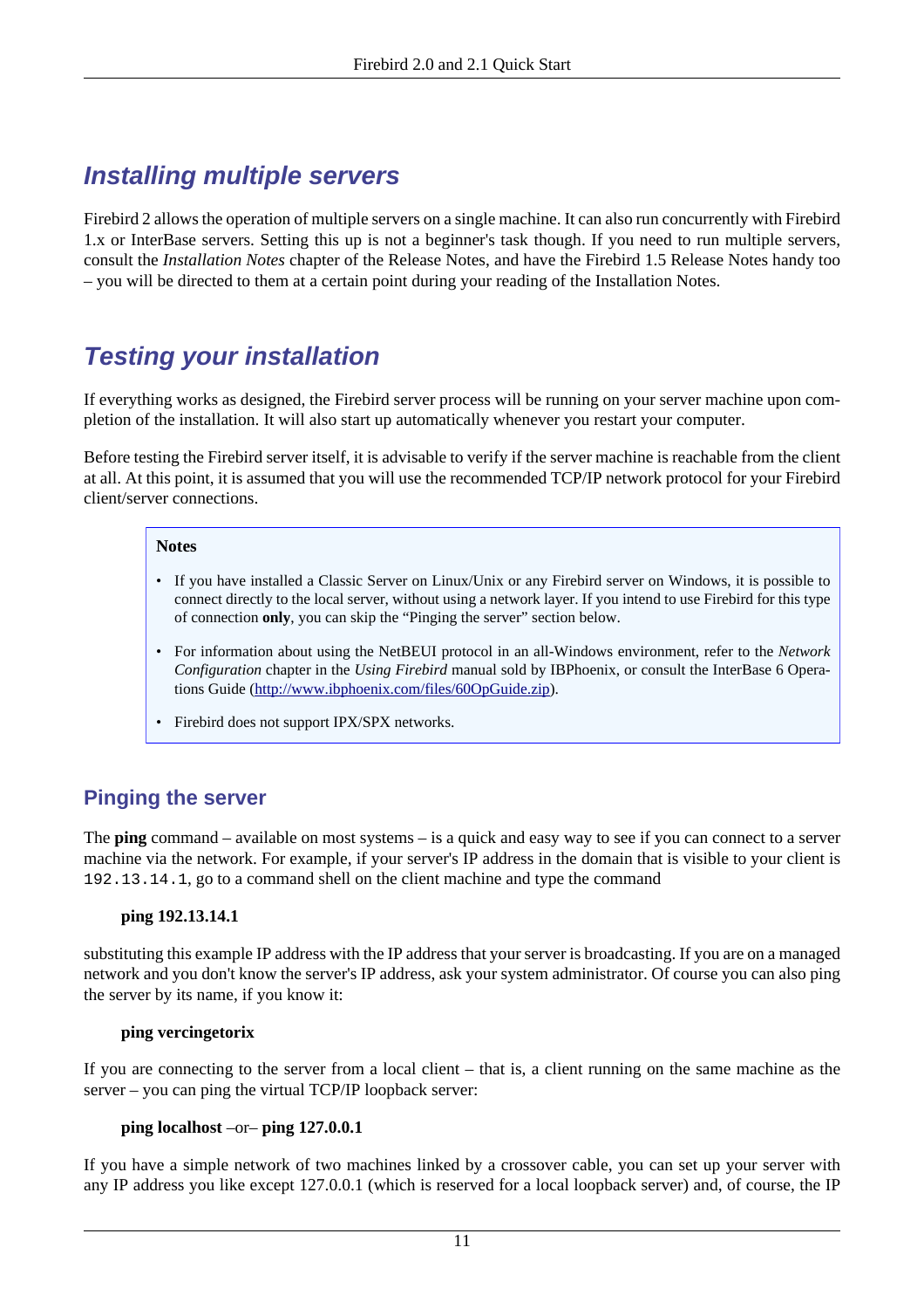## Installing multiple servers

Firebird 2 allows the operation of multiple servers on a single machine. It can also run concurrently with Firebird 1.x or InterBase servers. Setting this up is not a beginner's task though. If you need to run multiple servers, consult the *Installation Notes* chapter of the Release Notes, and have the Firebird 1.5 Release Notes handy too – you will be directed to them at a certain point during your reading of the Installation Notes.

## Testing your installation

If everything works as designed, the Firebird server process will be running on your server machine upon completion of the installation. It will also start up automatically whenever you restart your computer.

Before testing the Firebird server itself, it is advisable to verify if the server machine is reachable from the client at all. At this point, it is assumed that you will use the recommended TCP/IP network protocol for your Firebird client/server connections.

> **Notes**
>
> - If you have installed a Classic Server on Linux/Unix or any Firebird server on Windows, it is possible to connect directly to the local server, without using a network layer. If you intend to use Firebird for this type of connection **only**, you can skip the "Pinging the server" section below.
> - For information about using the NetBEUI protocol in an all-Windows environment, refer to the *Network Configuration* chapter in the *Using Firebird* manual sold by IBPhoenix, or consult the InterBase 6 Operations Guide (http://www.ibphoenix.com/files/60OpGuide.zip).
> - Firebird does not support IPX/SPX networks.

### Pinging the server

The **ping** command – available on most systems – is a quick and easy way to see if you can connect to a server machine via the network. For example, if your server's IP address in the domain that is visible to your client is `192.13.14.1`, go to a command shell on the client machine and type the command

**ping 192.13.14.1**

substituting this example IP address with the IP address that your server is broadcasting. If you are on a managed network and you don't know the server's IP address, ask your system administrator. Of course you can also ping the server by its name, if you know it:

**ping vercingetorix**

If you are connecting to the server from a local client – that is, a client running on the same machine as the server – you can ping the virtual TCP/IP loopback server:

**ping localhost** –or– **ping 127.0.0.1**

If you have a simple network of two machines linked by a crossover cable, you can set up your server with any IP address you like except 127.0.0.1 (which is reserved for a local loopback server) and, of course, the IP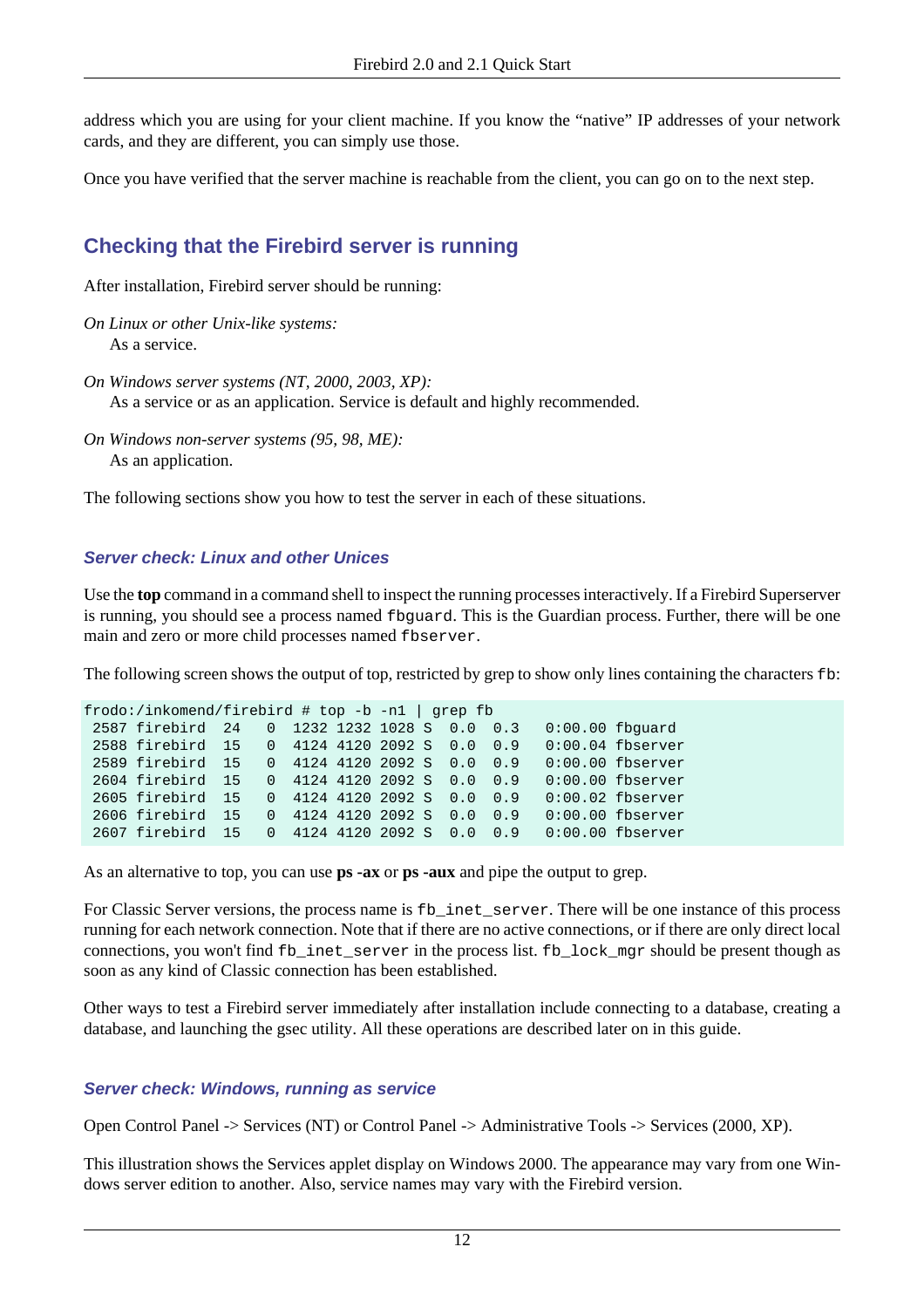address which you are using for your client machine. If you know the “native” IP addresses of your network cards, and they are different, you can simply use those.

Once you have verified that the server machine is reachable from the client, you can go on to the next step.

## Checking that the Firebird server is running

After installation, Firebird server should be running:

*On Linux or other Unix-like systems:*
: As a service.

*On Windows server systems (NT, 2000, 2003, XP):*
: As a service or as an application. Service is default and highly recommended.

*On Windows non-server systems (95, 98, ME):*
: As an application.

The following sections show you how to test the server in each of these situations.

### Server check: Linux and other Unices

Use the **top** command in a command shell to inspect the running processes interactively. If a Firebird Superserver is running, you should see a process named `fbguard`. This is the Guardian process. Further, there will be one main and zero or more child processes named `fbserver`.

The following screen shows the output of top, restricted by grep to show only lines containing the characters `fb`:

```
frodo:/inkomend/firebird # top -b -n1 | grep fb
 2587 firebird  24   0  1232 1232 1028 S  0.0  0.3   0:00.00 fbguard
 2588 firebird  15   0  4124 4120 2092 S  0.0  0.9   0:00.04 fbserver
 2589 firebird  15   0  4124 4120 2092 S  0.0  0.9   0:00.00 fbserver
 2604 firebird  15   0  4124 4120 2092 S  0.0  0.9   0:00.00 fbserver
 2605 firebird  15   0  4124 4120 2092 S  0.0  0.9   0:00.02 fbserver
 2606 firebird  15   0  4124 4120 2092 S  0.0  0.9   0:00.00 fbserver
 2607 firebird  15   0  4124 4120 2092 S  0.0  0.9   0:00.00 fbserver
```

As an alternative to top, you can use **ps -ax** or **ps -aux** and pipe the output to grep.

For Classic Server versions, the process name is `fb_inet_server`. There will be one instance of this process running for each network connection. Note that if there are no active connections, or if there are only direct local connections, you won't find `fb_inet_server` in the process list. `fb_lock_mgr` should be present though as soon as any kind of Classic connection has been established.

Other ways to test a Firebird server immediately after installation include connecting to a database, creating a database, and launching the gsec utility. All these operations are described later on in this guide.

### Server check: Windows, running as service

Open Control Panel -> Services (NT) or Control Panel -> Administrative Tools -> Services (2000, XP).

This illustration shows the Services applet display on Windows 2000. The appearance may vary from one Windows server edition to another. Also, service names may vary with the Firebird version.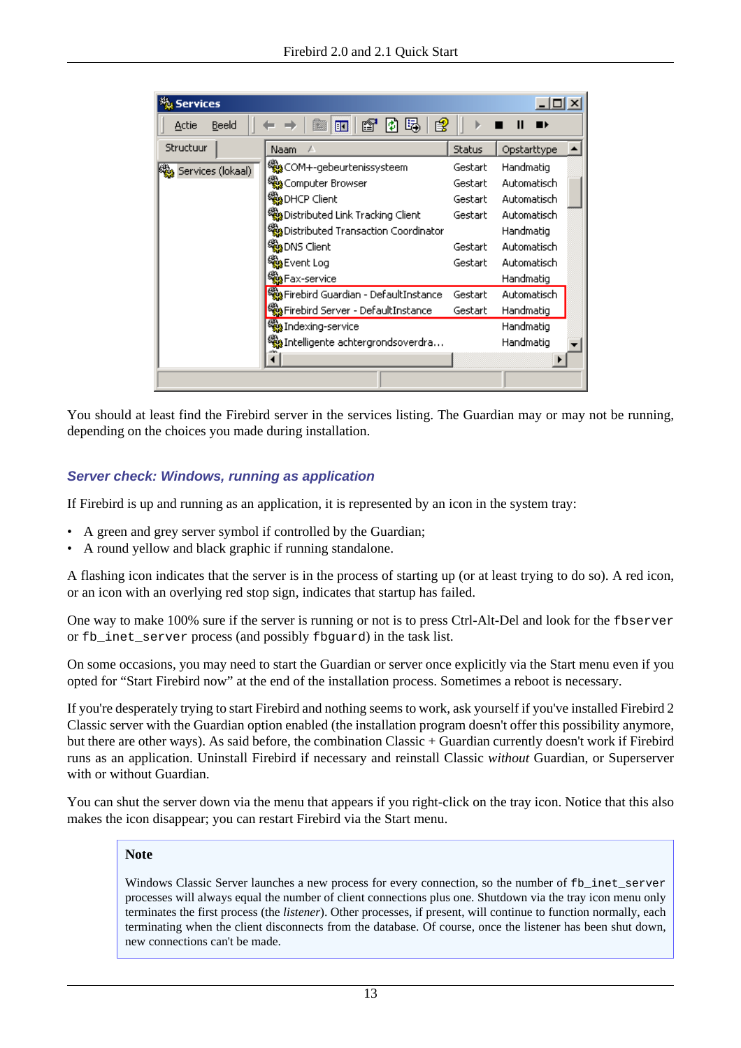You should at least find the Firebird server in the services listing. The Guardian may or may not be running, depending on the choices you made during installation.

### Server check: Windows, running as application

If Firebird is up and running as an application, it is represented by an icon in the system tray:

- A green and grey server symbol if controlled by the Guardian;
- A round yellow and black graphic if running standalone.

A flashing icon indicates that the server is in the process of starting up (or at least trying to do so). A red icon, or an icon with an overlying red stop sign, indicates that startup has failed.

One way to make 100% sure if the server is running or not is to press Ctrl-Alt-Del and look for the `fbserver` or `fb_inet_server` process (and possibly `fbguard`) in the task list.

On some occasions, you may need to start the Guardian or server once explicitly via the Start menu even if you opted for “Start Firebird now” at the end of the installation process. Sometimes a reboot is necessary.

If you're desperately trying to start Firebird and nothing seems to work, ask yourself if you've installed Firebird 2 Classic server with the Guardian option enabled (the installation program doesn't offer this possibility anymore, but there are other ways). As said before, the combination Classic + Guardian currently doesn't work if Firebird runs as an application. Uninstall Firebird if necessary and reinstall Classic *without* Guardian, or Superserver with or without Guardian.

You can shut the server down via the menu that appears if you right-click on the tray icon. Notice that this also makes the icon disappear; you can restart Firebird via the Start menu.

> **Note**
>
> Windows Classic Server launches a new process for every connection, so the number of `fb_inet_server` processes will always equal the number of client connections plus one. Shutdown via the tray icon menu only terminates the first process (the *listener*). Other processes, if present, will continue to function normally, each terminating when the client disconnects from the database. Of course, once the listener has been shut down, new connections can't be made.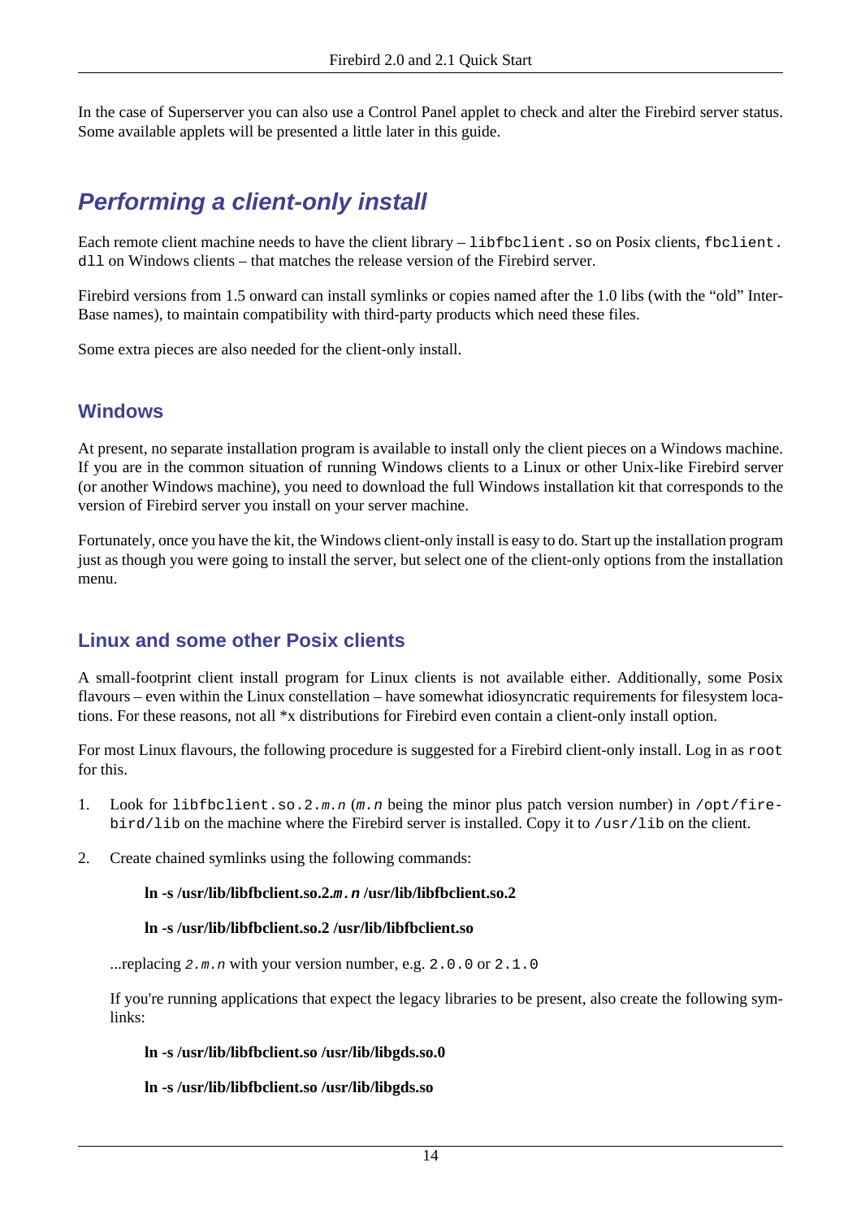In the case of Superserver you can also use a Control Panel applet to check and alter the Firebird server status. Some available applets will be presented a little later in this guide.

## Performing a client-only install

Each remote client machine needs to have the client library – `libfbclient.so` on Posix clients, `fbclient.dll` on Windows clients – that matches the release version of the Firebird server.

Firebird versions from 1.5 onward can install symlinks or copies named after the 1.0 libs (with the “old” InterBase names), to maintain compatibility with third-party products which need these files.

Some extra pieces are also needed for the client-only install.

### Windows

At present, no separate installation program is available to install only the client pieces on a Windows machine. If you are in the common situation of running Windows clients to a Linux or other Unix-like Firebird server (or another Windows machine), you need to download the full Windows installation kit that corresponds to the version of Firebird server you install on your server machine.

Fortunately, once you have the kit, the Windows client-only install is easy to do. Start up the installation program just as though you were going to install the server, but select one of the client-only options from the installation menu.

### Linux and some other Posix clients

A small-footprint client install program for Linux clients is not available either. Additionally, some Posix flavours – even within the Linux constellation – have somewhat idiosyncratic requirements for filesystem locations. For these reasons, not all *x distributions for Firebird even contain a client-only install option.

For most Linux flavours, the following procedure is suggested for a Firebird client-only install. Log in as `root` for this.

1. Look for `libfbclient.so.2.`*`m.n`* (*`m.n`* being the minor plus patch version number) in `/opt/firebird/lib` on the machine where the Firebird server is installed. Copy it to `/usr/lib` on the client.

2. Create chained symlinks using the following commands:

   **ln -s /usr/lib/libfbclient.so.2.*m.n* /usr/lib/libfbclient.so.2**

   **ln -s /usr/lib/libfbclient.so.2 /usr/lib/libfbclient.so**

   ...replacing *`2.m.n`* with your version number, e.g. `2.0.0` or `2.1.0`

   If you're running applications that expect the legacy libraries to be present, also create the following symlinks:

   **ln -s /usr/lib/libfbclient.so /usr/lib/libgds.so.0**

   **ln -s /usr/lib/libfbclient.so /usr/lib/libgds.so**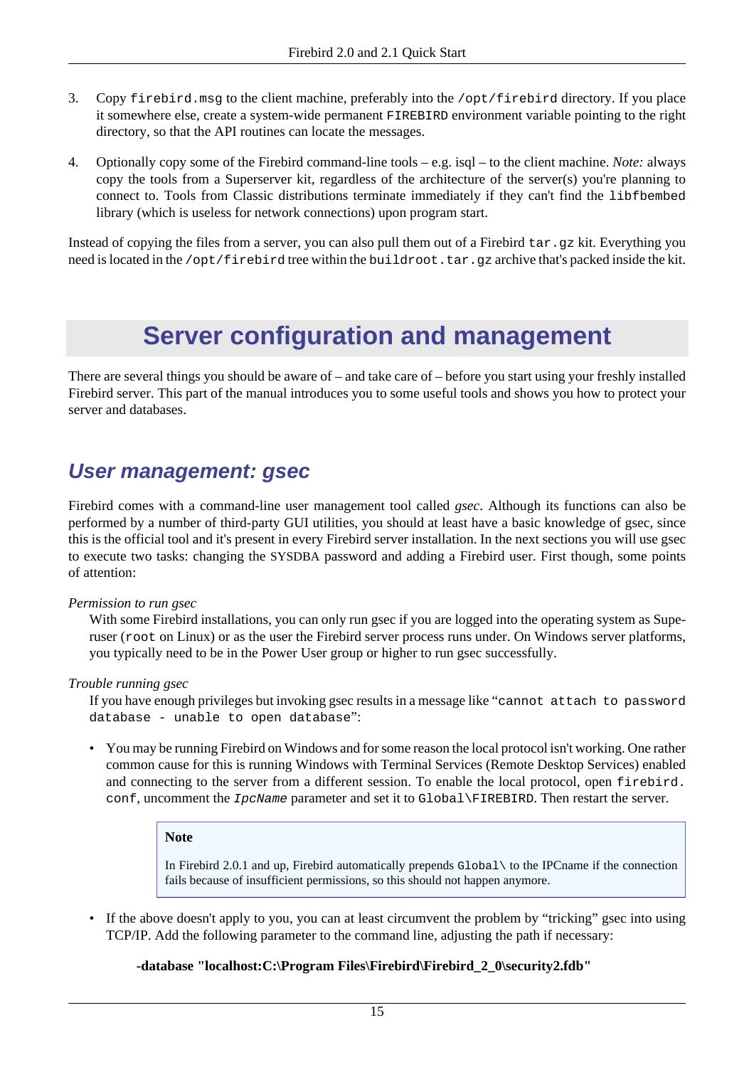3. Copy `firebird.msg` to the client machine, preferably into the `/opt/firebird` directory. If you place it somewhere else, create a system-wide permanent `FIREBIRD` environment variable pointing to the right directory, so that the API routines can locate the messages.

4. Optionally copy some of the Firebird command-line tools – e.g. isql – to the client machine. *Note:* always copy the tools from a Superserver kit, regardless of the architecture of the server(s) you're planning to connect to. Tools from Classic distributions terminate immediately if they can't find the `libfbembed` library (which is useless for network connections) upon program start.

Instead of copying the files from a server, you can also pull them out of a Firebird `tar.gz` kit. Everything you need is located in the `/opt/firebird` tree within the `buildroot.tar.gz` archive that's packed inside the kit.

# Server configuration and management

There are several things you should be aware of – and take care of – before you start using your freshly installed Firebird server. This part of the manual introduces you to some useful tools and shows you how to protect your server and databases.

## User management: gsec

Firebird comes with a command-line user management tool called *gsec*. Although its functions can also be performed by a number of third-party GUI utilities, you should at least have a basic knowledge of gsec, since this is the official tool and it's present in every Firebird server installation. In the next sections you will use gsec to execute two tasks: changing the SYSDBA password and adding a Firebird user. First though, some points of attention:

*Permission to run gsec*

With some Firebird installations, you can only run gsec if you are logged into the operating system as Superuser (`root` on Linux) or as the user the Firebird server process runs under. On Windows server platforms, you typically need to be in the Power User group or higher to run gsec successfully.

*Trouble running gsec*

If you have enough privileges but invoking gsec results in a message like "`cannot attach to password database - unable to open database`":

- You may be running Firebird on Windows and for some reason the local protocol isn't working. One rather common cause for this is running Windows with Terminal Services (Remote Desktop Services) enabled and connecting to the server from a different session. To enable the local protocol, open `firebird.conf`, uncomment the *`IpcName`* parameter and set it to `Global\FIREBIRD`. Then restart the server.

  > **Note**
  >
  > In Firebird 2.0.1 and up, Firebird automatically prepends `Global\` to the IPCname if the connection fails because of insufficient permissions, so this should not happen anymore.

- If the above doesn't apply to you, you can at least circumvent the problem by "tricking" gsec into using TCP/IP. Add the following parameter to the command line, adjusting the path if necessary:

  **-database "localhost:C:\Program Files\Firebird\Firebird_2_0\security2.fdb"**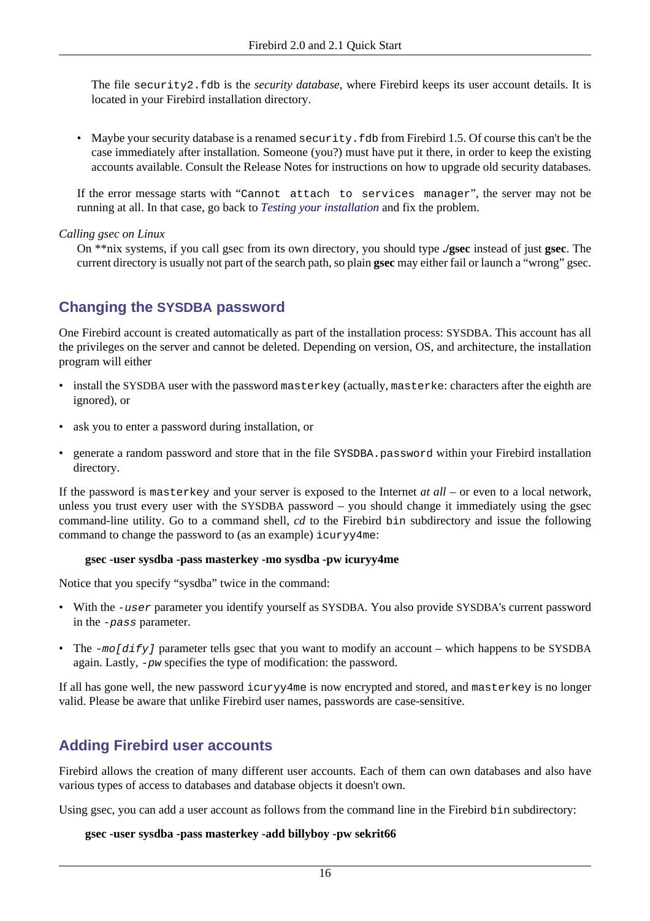The file `security2.fdb` is the *security database*, where Firebird keeps its user account details. It is located in your Firebird installation directory.

- Maybe your security database is a renamed `security.fdb` from Firebird 1.5. Of course this can't be the case immediately after installation. Someone (you?) must have put it there, in order to keep the existing accounts available. Consult the Release Notes for instructions on how to upgrade old security databases.

If the error message starts with "`Cannot attach to services manager`", the server may not be running at all. In that case, go back to *Testing your installation* and fix the problem.

*Calling gsec on Linux*

On **nix systems, if you call gsec from its own directory, you should type **./gsec** instead of just **gsec**. The current directory is usually not part of the search path, so plain **gsec** may either fail or launch a "wrong" gsec.

## Changing the SYSDBA password

One Firebird account is created automatically as part of the installation process: SYSDBA. This account has all the privileges on the server and cannot be deleted. Depending on version, OS, and architecture, the installation program will either

- install the SYSDBA user with the password `masterkey` (actually, `masterke`: characters after the eighth are ignored), or
- ask you to enter a password during installation, or
- generate a random password and store that in the file `SYSDBA.password` within your Firebird installation directory.

If the password is `masterkey` and your server is exposed to the Internet *at all* – or even to a local network, unless you trust every user with the SYSDBA password – you should change it immediately using the gsec command-line utility. Go to a command shell, *cd* to the Firebird `bin` subdirectory and issue the following command to change the password to (as an example) `icuryy4me`:

**gsec -user sysdba -pass masterkey -mo sysdba -pw icuryy4me**

Notice that you specify "sysdba" twice in the command:

- With the *`-user`* parameter you identify yourself as SYSDBA. You also provide SYSDBA's current password in the *`-pass`* parameter.
- The *`-mo[dify]`* parameter tells gsec that you want to modify an account – which happens to be SYSDBA again. Lastly, *`-pw`* specifies the type of modification: the password.

If all has gone well, the new password `icuryy4me` is now encrypted and stored, and `masterkey` is no longer valid. Please be aware that unlike Firebird user names, passwords are case-sensitive.

## Adding Firebird user accounts

Firebird allows the creation of many different user accounts. Each of them can own databases and also have various types of access to databases and database objects it doesn't own.

Using gsec, you can add a user account as follows from the command line in the Firebird `bin` subdirectory:

**gsec -user sysdba -pass masterkey -add billyboy -pw sekrit66**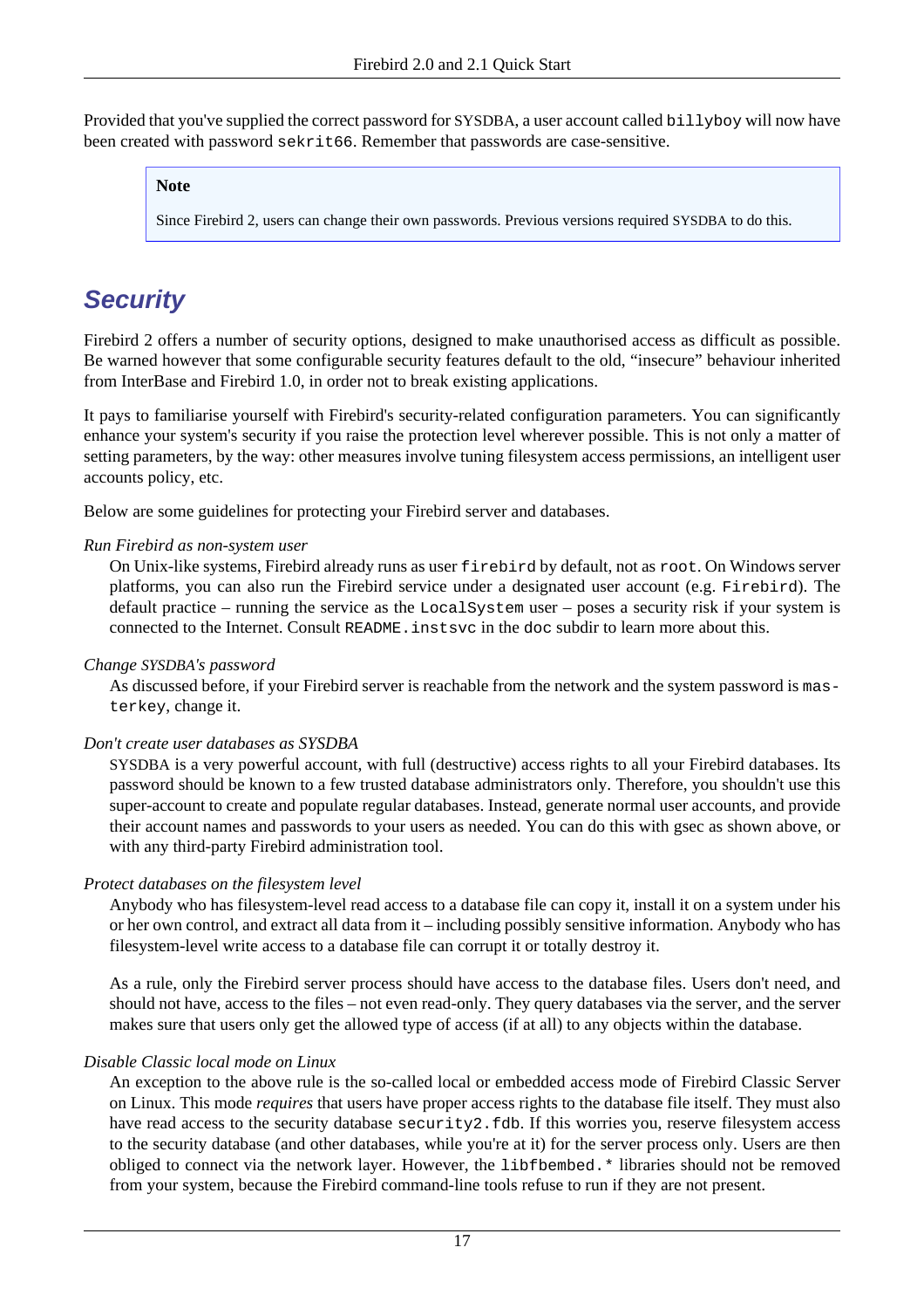Provided that you've supplied the correct password for SYSDBA, a user account called `billyboy` will now have been created with password `sekrit66`. Remember that passwords are case-sensitive.

> **Note**
>
> Since Firebird 2, users can change their own passwords. Previous versions required SYSDBA to do this.

## *Security*

Firebird 2 offers a number of security options, designed to make unauthorised access as difficult as possible. Be warned however that some configurable security features default to the old, "insecure" behaviour inherited from InterBase and Firebird 1.0, in order not to break existing applications.

It pays to familiarise yourself with Firebird's security-related configuration parameters. You can significantly enhance your system's security if you raise the protection level wherever possible. This is not only a matter of setting parameters, by the way: other measures involve tuning filesystem access permissions, an intelligent user accounts policy, etc.

Below are some guidelines for protecting your Firebird server and databases.

*Run Firebird as non-system user*

On Unix-like systems, Firebird already runs as user `firebird` by default, not as `root`. On Windows server platforms, you can also run the Firebird service under a designated user account (e.g. `Firebird`). The default practice – running the service as the `LocalSystem` user – poses a security risk if your system is connected to the Internet. Consult `README.instsvc` in the `doc` subdir to learn more about this.

*Change SYSDBA's password*

As discussed before, if your Firebird server is reachable from the network and the system password is `masterkey`, change it.

*Don't create user databases as SYSDBA*

SYSDBA is a very powerful account, with full (destructive) access rights to all your Firebird databases. Its password should be known to a few trusted database administrators only. Therefore, you shouldn't use this super-account to create and populate regular databases. Instead, generate normal user accounts, and provide their account names and passwords to your users as needed. You can do this with gsec as shown above, or with any third-party Firebird administration tool.

*Protect databases on the filesystem level*

Anybody who has filesystem-level read access to a database file can copy it, install it on a system under his or her own control, and extract all data from it – including possibly sensitive information. Anybody who has filesystem-level write access to a database file can corrupt it or totally destroy it.

As a rule, only the Firebird server process should have access to the database files. Users don't need, and should not have, access to the files – not even read-only. They query databases via the server, and the server makes sure that users only get the allowed type of access (if at all) to any objects within the database.

*Disable Classic local mode on Linux*

An exception to the above rule is the so-called local or embedded access mode of Firebird Classic Server on Linux. This mode *requires* that users have proper access rights to the database file itself. They must also have read access to the security database `security2.fdb`. If this worries you, reserve filesystem access to the security database (and other databases, while you're at it) for the server process only. Users are then obliged to connect via the network layer. However, the `libfbembed.*` libraries should not be removed from your system, because the Firebird command-line tools refuse to run if they are not present.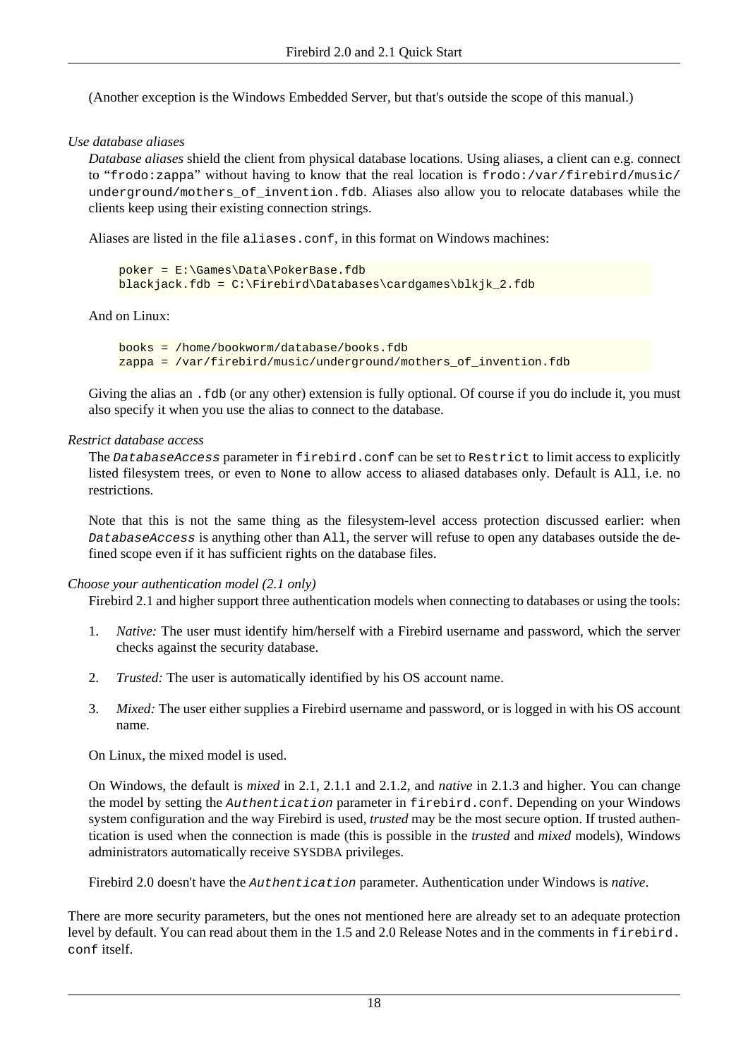(Another exception is the Windows Embedded Server, but that's outside the scope of this manual.)

*Use database aliases*

*Database aliases* shield the client from physical database locations. Using aliases, a client can e.g. connect to “`frodo:zappa`” without having to know that the real location is `frodo:/var/firebird/music/underground/mothers_of_invention.fdb`. Aliases also allow you to relocate databases while the clients keep using their existing connection strings.

Aliases are listed in the file `aliases.conf`, in this format on Windows machines:

```
poker = E:\Games\Data\PokerBase.fdb
blackjack.fdb = C:\Firebird\Databases\cardgames\blkjk_2.fdb
```

And on Linux:

```
books = /home/bookworm/database/books.fdb
zappa = /var/firebird/music/underground/mothers_of_invention.fdb
```

Giving the alias an `.fdb` (or any other) extension is fully optional. Of course if you do include it, you must also specify it when you use the alias to connect to the database.

*Restrict database access*

The *`DatabaseAccess`* parameter in `firebird.conf` can be set to `Restrict` to limit access to explicitly listed filesystem trees, or even to `None` to allow access to aliased databases only. Default is `All`, i.e. no restrictions.

Note that this is not the same thing as the filesystem-level access protection discussed earlier: when *`DatabaseAccess`* is anything other than `All`, the server will refuse to open any databases outside the defined scope even if it has sufficient rights on the database files.

*Choose your authentication model (2.1 only)*

Firebird 2.1 and higher support three authentication models when connecting to databases or using the tools:

1. *Native:* The user must identify him/herself with a Firebird username and password, which the server checks against the security database.

2. *Trusted:* The user is automatically identified by his OS account name.

3. *Mixed:* The user either supplies a Firebird username and password, or is logged in with his OS account name.

On Linux, the mixed model is used.

On Windows, the default is *mixed* in 2.1, 2.1.1 and 2.1.2, and *native* in 2.1.3 and higher. You can change the model by setting the *`Authentication`* parameter in `firebird.conf`. Depending on your Windows system configuration and the way Firebird is used, *trusted* may be the most secure option. If trusted authentication is used when the connection is made (this is possible in the *trusted* and *mixed* models), Windows administrators automatically receive SYSDBA privileges.

Firebird 2.0 doesn't have the *`Authentication`* parameter. Authentication under Windows is *native*.

There are more security parameters, but the ones not mentioned here are already set to an adequate protection level by default. You can read about them in the 1.5 and 2.0 Release Notes and in the comments in `firebird.conf` itself.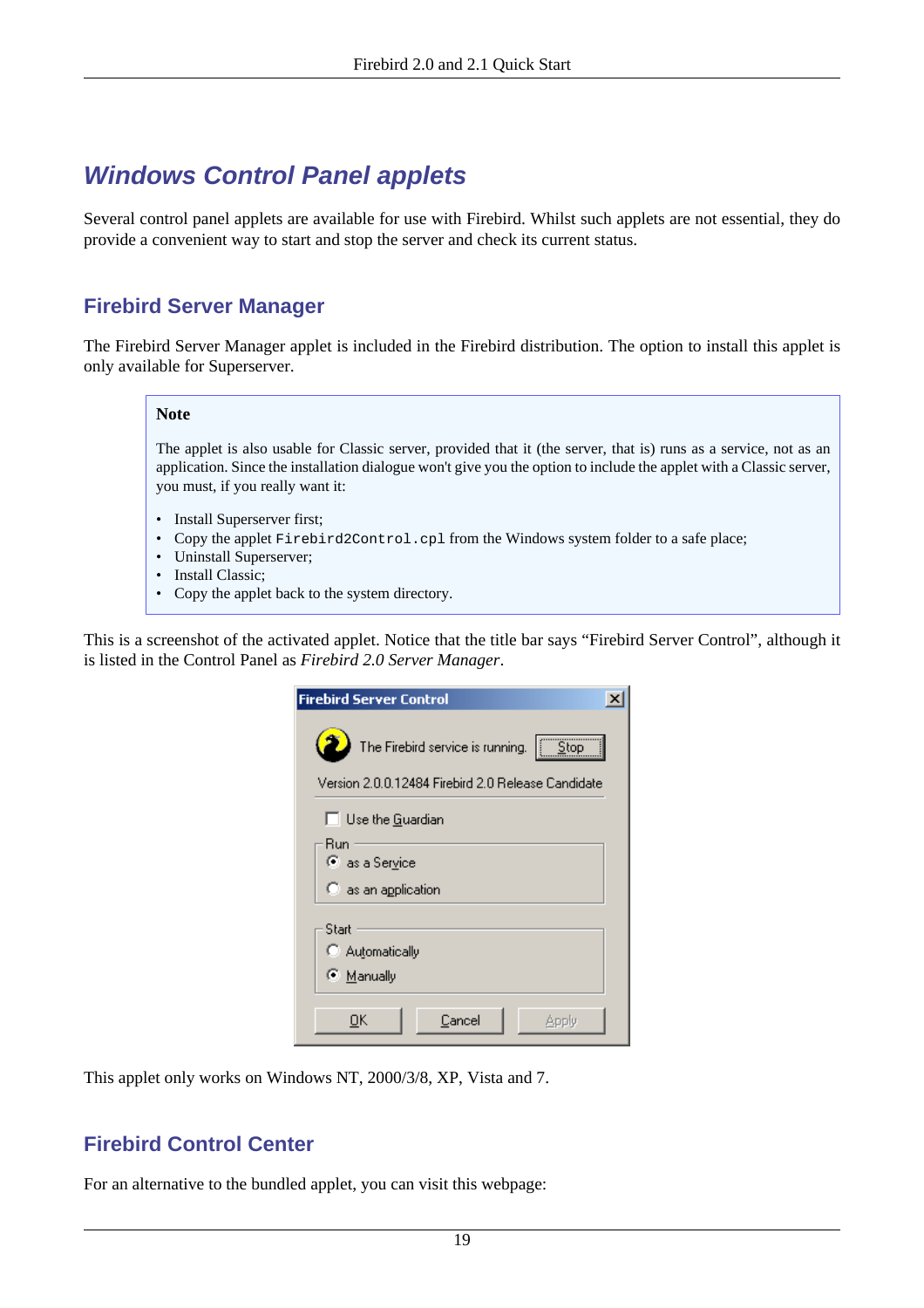# Windows Control Panel applets

Several control panel applets are available for use with Firebird. Whilst such applets are not essential, they do provide a convenient way to start and stop the server and check its current status.

## Firebird Server Manager

The Firebird Server Manager applet is included in the Firebird distribution. The option to install this applet is only available for Superserver.

> **Note**
>
> The applet is also usable for Classic server, provided that it (the server, that is) runs as a service, not as an application. Since the installation dialogue won't give you the option to include the applet with a Classic server, you must, if you really want it:
>
> - Install Superserver first;
> - Copy the applet `Firebird2Control.cpl` from the Windows system folder to a safe place;
> - Uninstall Superserver;
> - Install Classic;
> - Copy the applet back to the system directory.

This is a screenshot of the activated applet. Notice that the title bar says “Firebird Server Control”, although it is listed in the Control Panel as *Firebird 2.0 Server Manager*.

This applet only works on Windows NT, 2000/3/8, XP, Vista and 7.

## Firebird Control Center

For an alternative to the bundled applet, you can visit this webpage: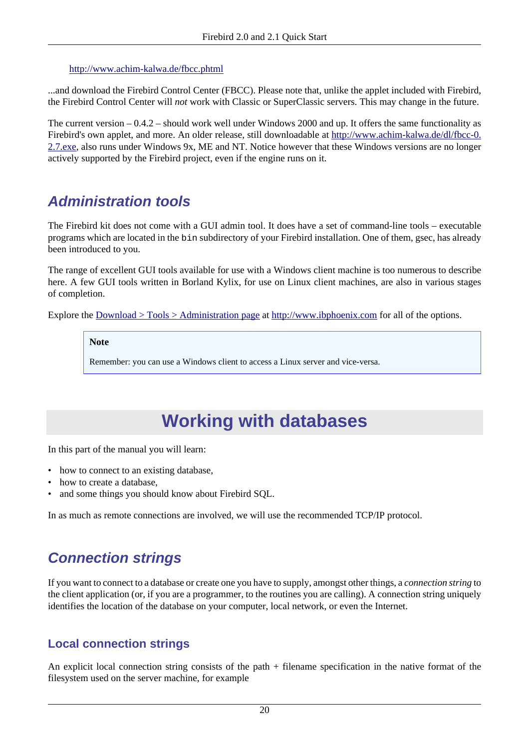http://www.achim-kalwa.de/fbcc.phtml

...and download the Firebird Control Center (FBCC). Please note that, unlike the applet included with Firebird, the Firebird Control Center will *not* work with Classic or SuperClassic servers. This may change in the future.

The current version – 0.4.2 – should work well under Windows 2000 and up. It offers the same functionality as Firebird's own applet, and more. An older release, still downloadable at http://www.achim-kalwa.de/dl/fbcc-0.2.7.exe, also runs under Windows 9x, ME and NT. Notice however that these Windows versions are no longer actively supported by the Firebird project, even if the engine runs on it.

## Administration tools

The Firebird kit does not come with a GUI admin tool. It does have a set of command-line tools – executable programs which are located in the `bin` subdirectory of your Firebird installation. One of them, gsec, has already been introduced to you.

The range of excellent GUI tools available for use with a Windows client machine is too numerous to describe here. A few GUI tools written in Borland Kylix, for use on Linux client machines, are also in various stages of completion.

Explore the Download > Tools > Administration page at http://www.ibphoenix.com for all of the options.

> **Note**
>
> Remember: you can use a Windows client to access a Linux server and vice-versa.

# Working with databases

In this part of the manual you will learn:

- how to connect to an existing database,
- how to create a database,
- and some things you should know about Firebird SQL.

In as much as remote connections are involved, we will use the recommended TCP/IP protocol.

## Connection strings

If you want to connect to a database or create one you have to supply, amongst other things, a *connection string* to the client application (or, if you are a programmer, to the routines you are calling). A connection string uniquely identifies the location of the database on your computer, local network, or even the Internet.

### Local connection strings

An explicit local connection string consists of the path + filename specification in the native format of the filesystem used on the server machine, for example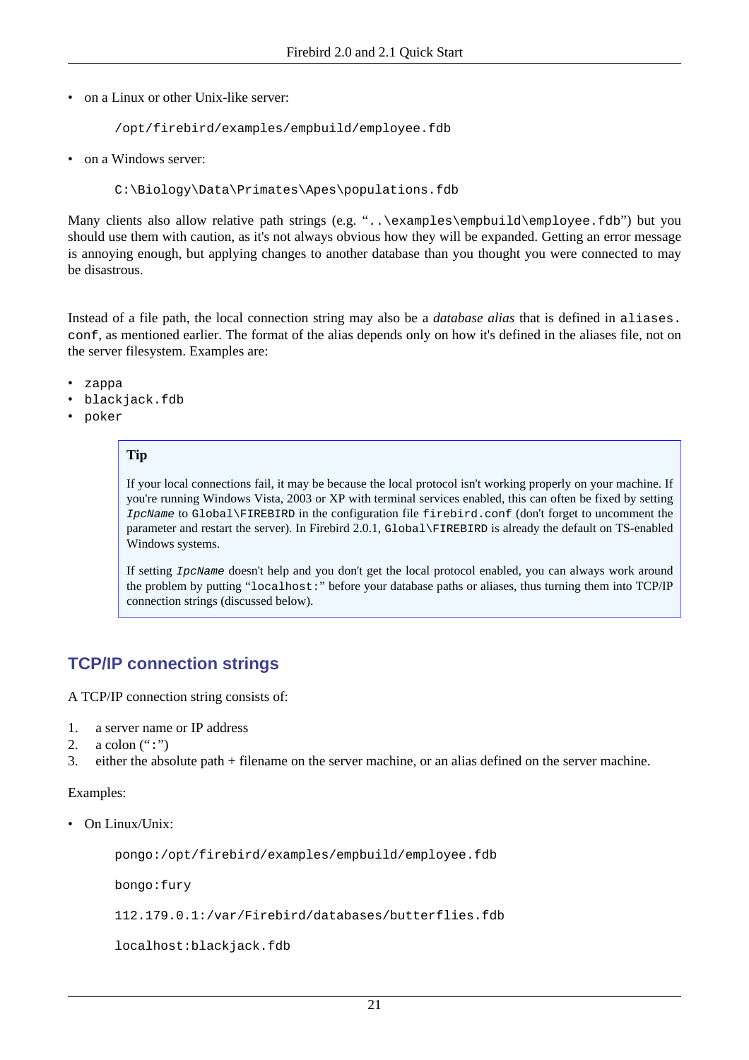- on a Linux or other Unix-like server:

```
/opt/firebird/examples/empbuild/employee.fdb
```

- on a Windows server:

```
C:\Biology\Data\Primates\Apes\populations.fdb
```

Many clients also allow relative path strings (e.g. "`..\examples\empbuild\employee.fdb`") but you should use them with caution, as it's not always obvious how they will be expanded. Getting an error message is annoying enough, but applying changes to another database than you thought you were connected to may be disastrous.

Instead of a file path, the local connection string may also be a *database alias* that is defined in `aliases.conf`, as mentioned earlier. The format of the alias depends only on how it's defined in the aliases file, not on the server filesystem. Examples are:

- `zappa`
- `blackjack.fdb`
- `poker`

> **Tip**
>
> If your local connections fail, it may be because the local protocol isn't working properly on your machine. If you're running Windows Vista, 2003 or XP with terminal services enabled, this can often be fixed by setting *`IpcName`* to `Global\FIREBIRD` in the configuration file `firebird.conf` (don't forget to uncomment the parameter and restart the server). In Firebird 2.0.1, `Global\FIREBIRD` is already the default on TS-enabled Windows systems.
>
> If setting *`IpcName`* doesn't help and you don't get the local protocol enabled, you can always work around the problem by putting "`localhost:`" before your database paths or aliases, thus turning them into TCP/IP connection strings (discussed below).

## TCP/IP connection strings

A TCP/IP connection string consists of:

1. a server name or IP address
2. a colon ("`:`")
3. either the absolute path + filename on the server machine, or an alias defined on the server machine.

Examples:

- On Linux/Unix:

```
pongo:/opt/firebird/examples/empbuild/employee.fdb

bongo:fury

112.179.0.1:/var/Firebird/databases/butterflies.fdb

localhost:blackjack.fdb
```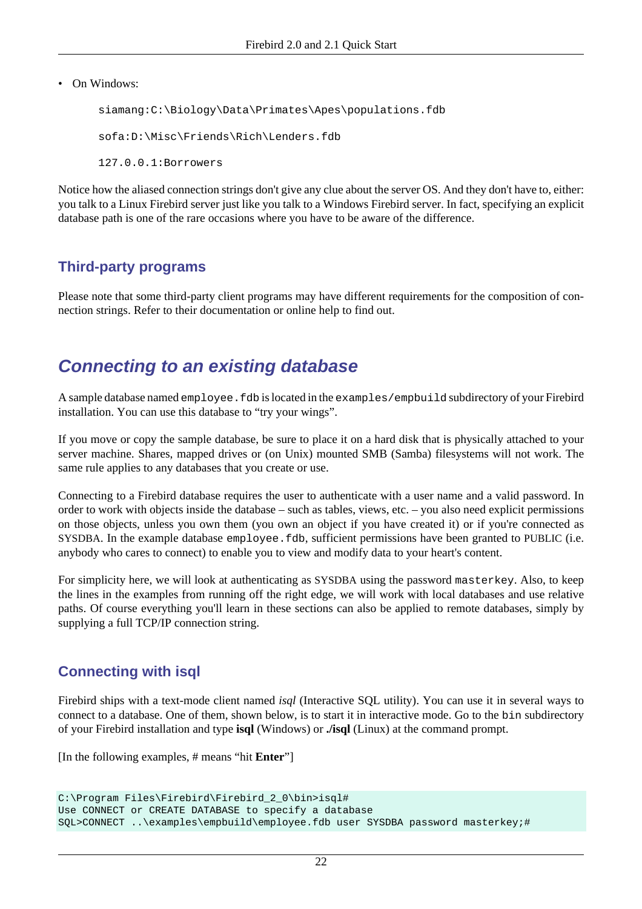- On Windows:

  ```
  siamang:C:\Biology\Data\Primates\Apes\populations.fdb
  ```

  ```
  sofa:D:\Misc\Friends\Rich\Lenders.fdb
  ```

  ```
  127.0.0.1:Borrowers
  ```

Notice how the aliased connection strings don't give any clue about the server OS. And they don't have to, either: you talk to a Linux Firebird server just like you talk to a Windows Firebird server. In fact, specifying an explicit database path is one of the rare occasions where you have to be aware of the difference.

### Third-party programs

Please note that some third-party client programs may have different requirements for the composition of connection strings. Refer to their documentation or online help to find out.

## *Connecting to an existing database*

A sample database named `employee.fdb` is located in the `examples/empbuild` subdirectory of your Firebird installation. You can use this database to "try your wings".

If you move or copy the sample database, be sure to place it on a hard disk that is physically attached to your server machine. Shares, mapped drives or (on Unix) mounted SMB (Samba) filesystems will not work. The same rule applies to any databases that you create or use.

Connecting to a Firebird database requires the user to authenticate with a user name and a valid password. In order to work with objects inside the database – such as tables, views, etc. – you also need explicit permissions on those objects, unless you own them (you own an object if you have created it) or if you're connected as SYSDBA. In the example database `employee.fdb`, sufficient permissions have been granted to PUBLIC (i.e. anybody who cares to connect) to enable you to view and modify data to your heart's content.

For simplicity here, we will look at authenticating as SYSDBA using the password `masterkey`. Also, to keep the lines in the examples from running off the right edge, we will work with local databases and use relative paths. Of course everything you'll learn in these sections can also be applied to remote databases, simply by supplying a full TCP/IP connection string.

### Connecting with isql

Firebird ships with a text-mode client named *isql* (Interactive SQL utility). You can use it in several ways to connect to a database. One of them, shown below, is to start it in interactive mode. Go to the `bin` subdirectory of your Firebird installation and type **isql** (Windows) or **./isql** (Linux) at the command prompt.

[In the following examples, # means "hit **Enter**"]

```
C:\Program Files\Firebird\Firebird_2_0\bin>isql#
Use CONNECT or CREATE DATABASE to specify a database
SQL>CONNECT ..\examples\empbuild\employee.fdb user SYSDBA password masterkey;#
```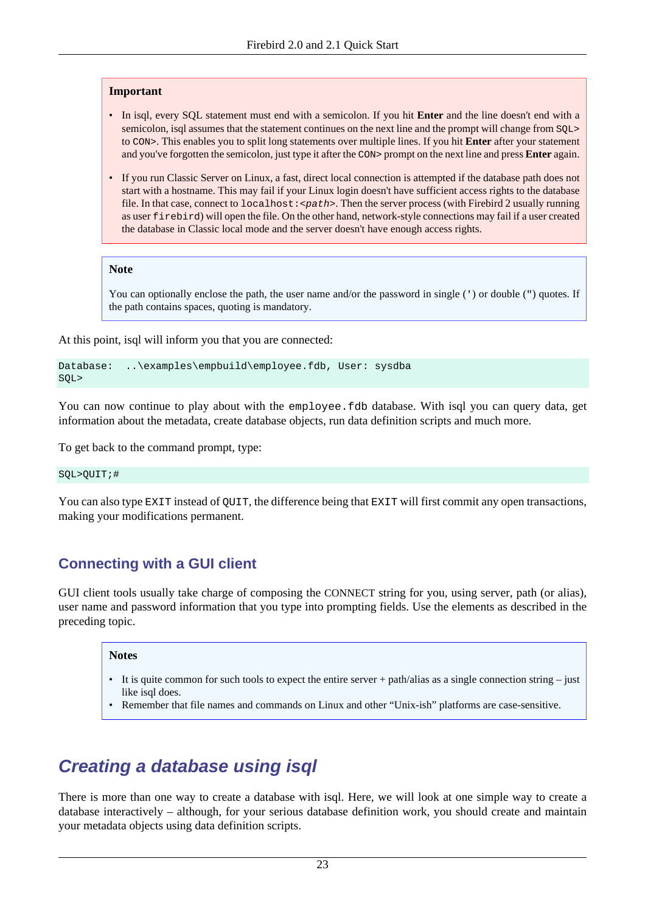**Important**

- In isql, every SQL statement must end with a semicolon. If you hit **Enter** and the line doesn't end with a semicolon, isql assumes that the statement continues on the next line and the prompt will change from `SQL>` to `CON>`. This enables you to split long statements over multiple lines. If you hit **Enter** after your statement and you've forgotten the semicolon, just type it after the `CON>` prompt on the next line and press **Enter** again.
- If you run Classic Server on Linux, a fast, direct local connection is attempted if the database path does not start with a hostname. This may fail if your Linux login doesn't have sufficient access rights to the database file. In that case, connect to `localhost:<path>`. Then the server process (with Firebird 2 usually running as user `firebird`) will open the file. On the other hand, network-style connections may fail if a user created the database in Classic local mode and the server doesn't have enough access rights.

**Note**

You can optionally enclose the path, the user name and/or the password in single (`'`) or double (`"`) quotes. If the path contains spaces, quoting is mandatory.

At this point, isql will inform you that you are connected:

```
Database:  ..\examples\empbuild\employee.fdb, User: sysdba
SQL>
```

You can now continue to play about with the `employee.fdb` database. With isql you can query data, get information about the metadata, create database objects, run data definition scripts and much more.

To get back to the command prompt, type:

```
SQL>QUIT;#
```

You can also type `EXIT` instead of `QUIT`, the difference being that `EXIT` will first commit any open transactions, making your modifications permanent.

## Connecting with a GUI client

GUI client tools usually take charge of composing the CONNECT string for you, using server, path (or alias), user name and password information that you type into prompting fields. Use the elements as described in the preceding topic.

**Notes**

- It is quite common for such tools to expect the entire server + path/alias as a single connection string – just like isql does.
- Remember that file names and commands on Linux and other "Unix-ish" platforms are case-sensitive.

# *Creating a database using isql*

There is more than one way to create a database with isql. Here, we will look at one simple way to create a database interactively – although, for your serious database definition work, you should create and maintain your metadata objects using data definition scripts.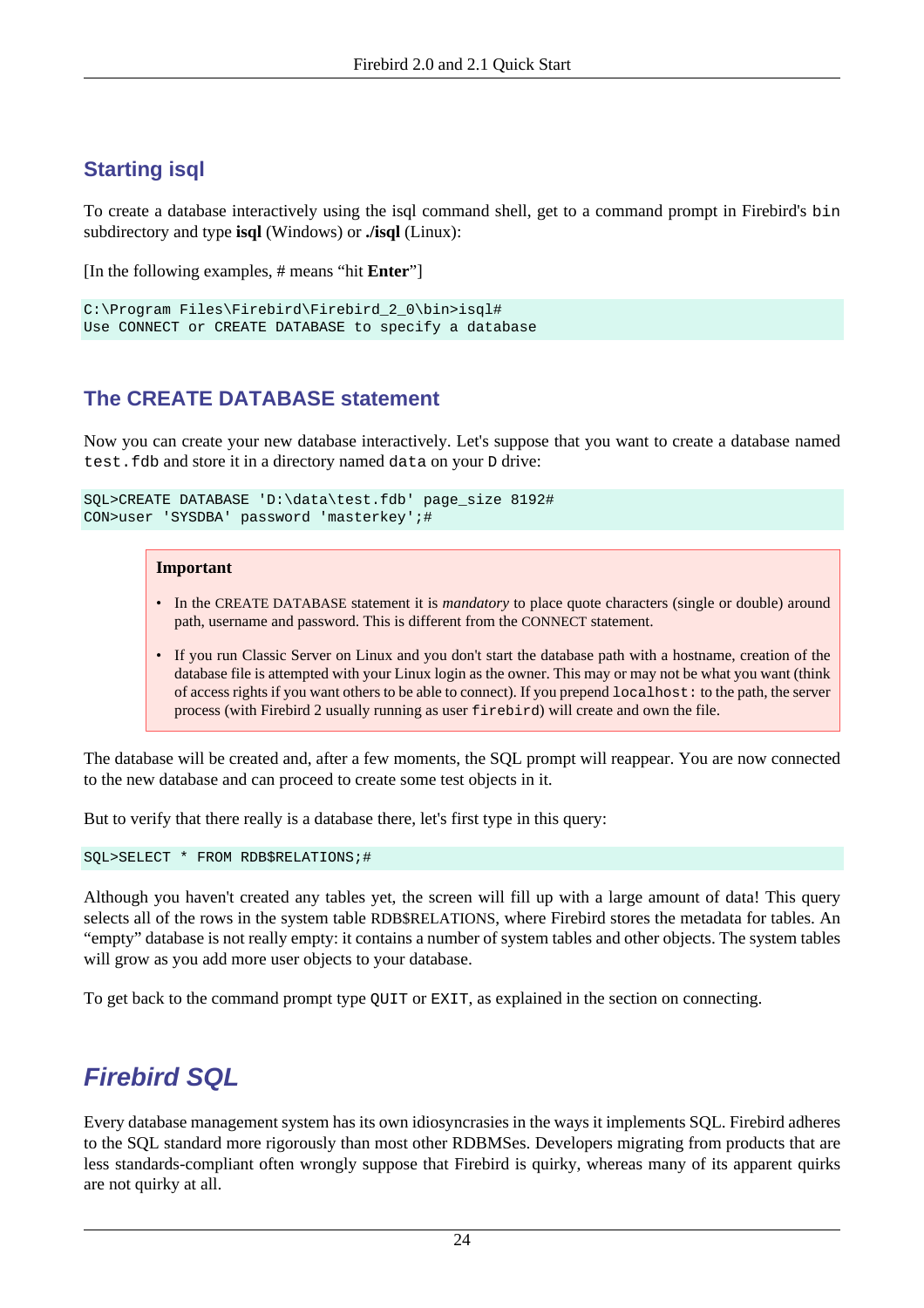### Starting isql

To create a database interactively using the isql command shell, get to a command prompt in Firebird's `bin` subdirectory and type **isql** (Windows) or **./isql** (Linux):

[In the following examples, # means "hit **Enter**"]

```
C:\Program Files\Firebird\Firebird_2_0\bin>isql#
Use CONNECT or CREATE DATABASE to specify a database
```

### The CREATE DATABASE statement

Now you can create your new database interactively. Let's suppose that you want to create a database named `test.fdb` and store it in a directory named `data` on your `D` drive:

```
SQL>CREATE DATABASE 'D:\data\test.fdb' page_size 8192#
CON>user 'SYSDBA' password 'masterkey';#
```

> **Important**
>
> - In the CREATE DATABASE statement it is *mandatory* to place quote characters (single or double) around path, username and password. This is different from the CONNECT statement.
> - If you run Classic Server on Linux and you don't start the database path with a hostname, creation of the database file is attempted with your Linux login as the owner. This may or may not be what you want (think of access rights if you want others to be able to connect). If you prepend `localhost:` to the path, the server process (with Firebird 2 usually running as user `firebird`) will create and own the file.

The database will be created and, after a few moments, the SQL prompt will reappear. You are now connected to the new database and can proceed to create some test objects in it.

But to verify that there really is a database there, let's first type in this query:

```
SQL>SELECT * FROM RDB$RELATIONS;#
```

Although you haven't created any tables yet, the screen will fill up with a large amount of data! This query selects all of the rows in the system table RDB$RELATIONS, where Firebird stores the metadata for tables. An "empty" database is not really empty: it contains a number of system tables and other objects. The system tables will grow as you add more user objects to your database.

To get back to the command prompt type `QUIT` or `EXIT`, as explained in the section on connecting.

## *Firebird SQL*

Every database management system has its own idiosyncrasies in the ways it implements SQL. Firebird adheres to the SQL standard more rigorously than most other RDBMSes. Developers migrating from products that are less standards-compliant often wrongly suppose that Firebird is quirky, whereas many of its apparent quirks are not quirky at all.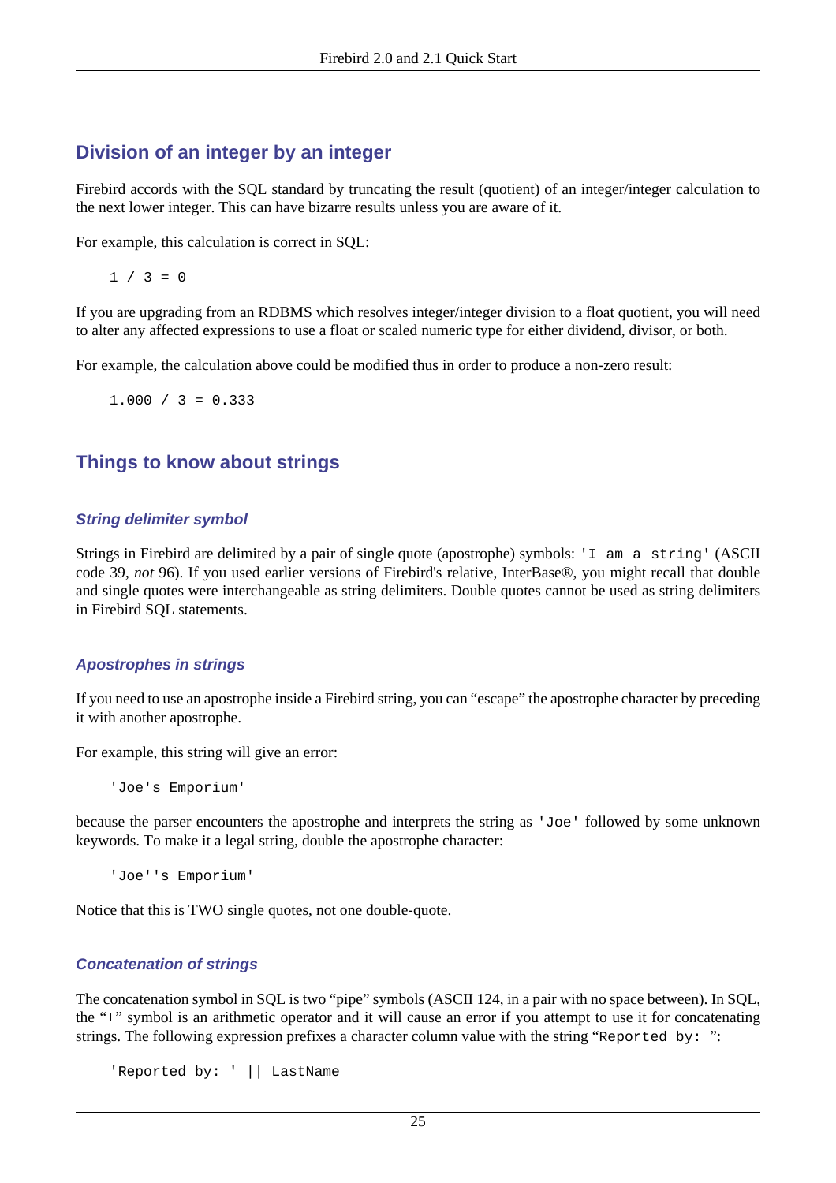## Division of an integer by an integer

Firebird accords with the SQL standard by truncating the result (quotient) of an integer/integer calculation to the next lower integer. This can have bizarre results unless you are aware of it.

For example, this calculation is correct in SQL:

```
1 / 3 = 0
```

If you are upgrading from an RDBMS which resolves integer/integer division to a float quotient, you will need to alter any affected expressions to use a float or scaled numeric type for either dividend, divisor, or both.

For example, the calculation above could be modified thus in order to produce a non-zero result:

```
1.000 / 3 = 0.333
```

## Things to know about strings

### String delimiter symbol

Strings in Firebird are delimited by a pair of single quote (apostrophe) symbols: `'I am a string'` (ASCII code 39, *not* 96). If you used earlier versions of Firebird's relative, InterBase®, you might recall that double and single quotes were interchangeable as string delimiters. Double quotes cannot be used as string delimiters in Firebird SQL statements.

### Apostrophes in strings

If you need to use an apostrophe inside a Firebird string, you can “escape” the apostrophe character by preceding it with another apostrophe.

For example, this string will give an error:

```
'Joe's Emporium'
```

because the parser encounters the apostrophe and interprets the string as `'Joe'` followed by some unknown keywords. To make it a legal string, double the apostrophe character:

```
'Joe''s Emporium'
```

Notice that this is TWO single quotes, not one double-quote.

### Concatenation of strings

The concatenation symbol in SQL is two “pipe” symbols (ASCII 124, in a pair with no space between). In SQL, the “+” symbol is an arithmetic operator and it will cause an error if you attempt to use it for concatenating strings. The following expression prefixes a character column value with the string “`Reported by: `”:

```
'Reported by: ' || LastName
```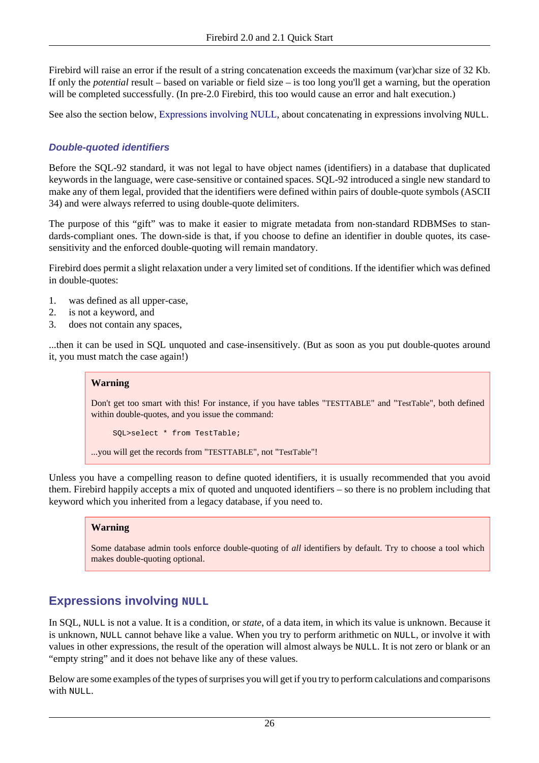Firebird will raise an error if the result of a string concatenation exceeds the maximum (var)char size of 32 Kb. If only the *potential* result – based on variable or field size – is too long you'll get a warning, but the operation will be completed successfully. (In pre-2.0 Firebird, this too would cause an error and halt execution.)

See also the section below, Expressions involving NULL, about concatenating in expressions involving `NULL`.

### Double-quoted identifiers

Before the SQL-92 standard, it was not legal to have object names (identifiers) in a database that duplicated keywords in the language, were case-sensitive or contained spaces. SQL-92 introduced a single new standard to make any of them legal, provided that the identifiers were defined within pairs of double-quote symbols (ASCII 34) and were always referred to using double-quote delimiters.

The purpose of this "gift" was to make it easier to migrate metadata from non-standard RDBMSes to standards-compliant ones. The down-side is that, if you choose to define an identifier in double quotes, its case-sensitivity and the enforced double-quoting will remain mandatory.

Firebird does permit a slight relaxation under a very limited set of conditions. If the identifier which was defined in double-quotes:

1. was defined as all upper-case,
2. is not a keyword, and
3. does not contain any spaces,

...then it can be used in SQL unquoted and case-insensitively. (But as soon as you put double-quotes around it, you must match the case again!)

> **Warning**
>
> Don't get too smart with this! For instance, if you have tables "TESTTABLE" and "TestTable", both defined within double-quotes, and you issue the command:
>
> ```
> SQL>select * from TestTable;
> ```
>
> ...you will get the records from "TESTTABLE", not "TestTable"!

Unless you have a compelling reason to define quoted identifiers, it is usually recommended that you avoid them. Firebird happily accepts a mix of quoted and unquoted identifiers – so there is no problem including that keyword which you inherited from a legacy database, if you need to.

> **Warning**
>
> Some database admin tools enforce double-quoting of *all* identifiers by default. Try to choose a tool which makes double-quoting optional.

## Expressions involving `NULL`

In SQL, `NULL` is not a value. It is a condition, or *state*, of a data item, in which its value is unknown. Because it is unknown, `NULL` cannot behave like a value. When you try to perform arithmetic on `NULL`, or involve it with values in other expressions, the result of the operation will almost always be `NULL`. It is not zero or blank or an "empty string" and it does not behave like any of these values.

Below are some examples of the types of surprises you will get if you try to perform calculations and comparisons with `NULL`.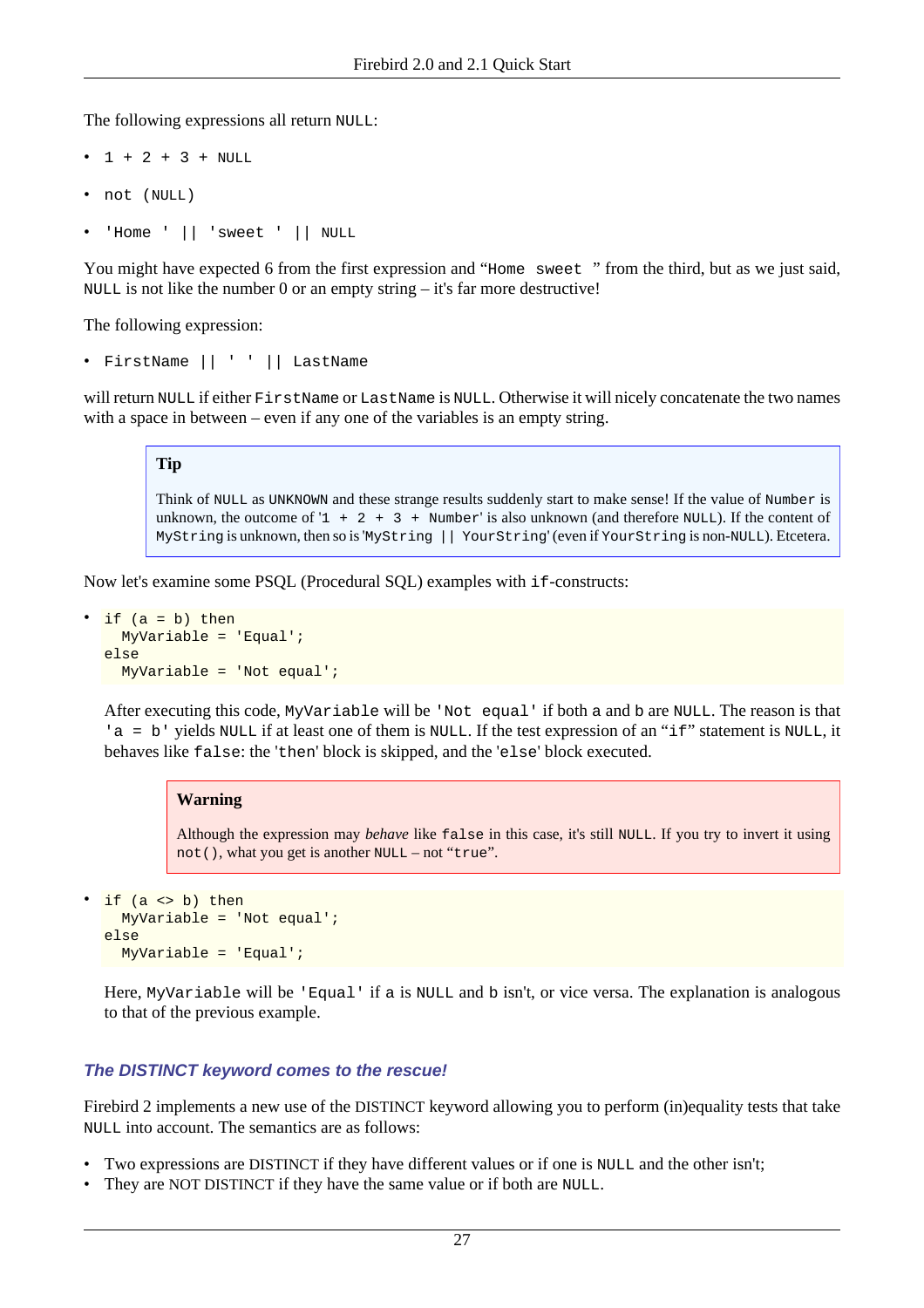The following expressions all return `NULL`:

- `1 + 2 + 3 + NULL`
- `not (NULL)`
- `'Home ' || 'sweet ' || NULL`

You might have expected 6 from the first expression and "`Home sweet `" from the third, but as we just said, `NULL` is not like the number 0 or an empty string – it's far more destructive!

The following expression:

- `FirstName || ' ' || LastName`

will return `NULL` if either `FirstName` or `LastName` is `NULL`. Otherwise it will nicely concatenate the two names with a space in between – even if any one of the variables is an empty string.

> **Tip**
>
> Think of `NULL` as `UNKNOWN` and these strange results suddenly start to make sense! If the value of `Number` is unknown, the outcome of '`1 + 2 + 3 + Number`' is also unknown (and therefore `NULL`). If the content of `MyString` is unknown, then so is '`MyString || YourString`' (even if `YourString` is non-`NULL`). Etcetera.

Now let's examine some PSQL (Procedural SQL) examples with `if`-constructs:

- ```
  if (a = b) then
    MyVariable = 'Equal';
  else
    MyVariable = 'Not equal';
  ```

  After executing this code, `MyVariable` will be `'Not equal'` if both `a` and `b` are `NULL`. The reason is that `'a = b'` yields `NULL` if at least one of them is `NULL`. If the test expression of an "`if`" statement is `NULL`, it behaves like `false`: the '`then`' block is skipped, and the '`else`' block executed.

  > **Warning**
  >
  > Although the expression may *behave* like `false` in this case, it's still `NULL`. If you try to invert it using `not()`, what you get is another `NULL` – not "`true`".

- ```
  if (a <> b) then
    MyVariable = 'Not equal';
  else
    MyVariable = 'Equal';
  ```

  Here, `MyVariable` will be `'Equal'` if `a` is `NULL` and `b` isn't, or vice versa. The explanation is analogous to that of the previous example.

### *The DISTINCT keyword comes to the rescue!*

Firebird 2 implements a new use of the DISTINCT keyword allowing you to perform (in)equality tests that take `NULL` into account. The semantics are as follows:

- Two expressions are DISTINCT if they have different values or if one is `NULL` and the other isn't;
- They are NOT DISTINCT if they have the same value or if both are `NULL`.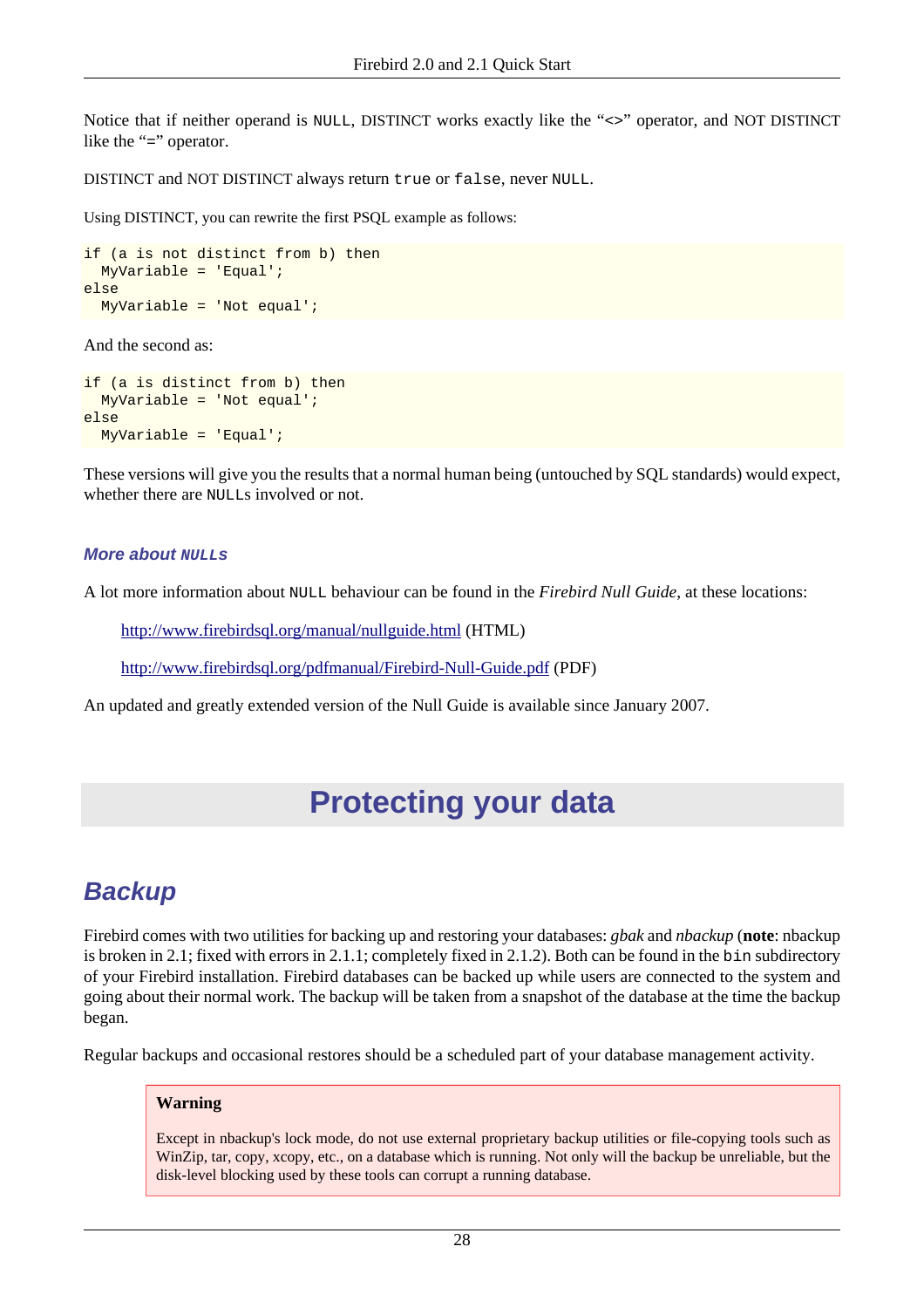Notice that if neither operand is `NULL`, DISTINCT works exactly like the "<>" operator, and NOT DISTINCT like the "=" operator.

DISTINCT and NOT DISTINCT always return `true` or `false`, never `NULL`.

Using DISTINCT, you can rewrite the first PSQL example as follows:

```
if (a is not distinct from b) then
  MyVariable = 'Equal';
else
  MyVariable = 'Not equal';
```

And the second as:

```
if (a is distinct from b) then
  MyVariable = 'Not equal';
else
  MyVariable = 'Equal';
```

These versions will give you the results that a normal human being (untouched by SQL standards) would expect, whether there are `NULL`s involved or not.

### More about `NULLs`

A lot more information about `NULL` behaviour can be found in the *Firebird Null Guide*, at these locations:

> http://www.firebirdsql.org/manual/nullguide.html (HTML)
>
> http://www.firebirdsql.org/pdfmanual/Firebird-Null-Guide.pdf (PDF)

An updated and greatly extended version of the Null Guide is available since January 2007.

# Protecting your data

## Backup

Firebird comes with two utilities for backing up and restoring your databases: *gbak* and *nbackup* (**note**: nbackup is broken in 2.1; fixed with errors in 2.1.1; completely fixed in 2.1.2). Both can be found in the `bin` subdirectory of your Firebird installation. Firebird databases can be backed up while users are connected to the system and going about their normal work. The backup will be taken from a snapshot of the database at the time the backup began.

Regular backups and occasional restores should be a scheduled part of your database management activity.

> **Warning**
>
> Except in nbackup's lock mode, do not use external proprietary backup utilities or file-copying tools such as WinZip, tar, copy, xcopy, etc., on a database which is running. Not only will the backup be unreliable, but the disk-level blocking used by these tools can corrupt a running database.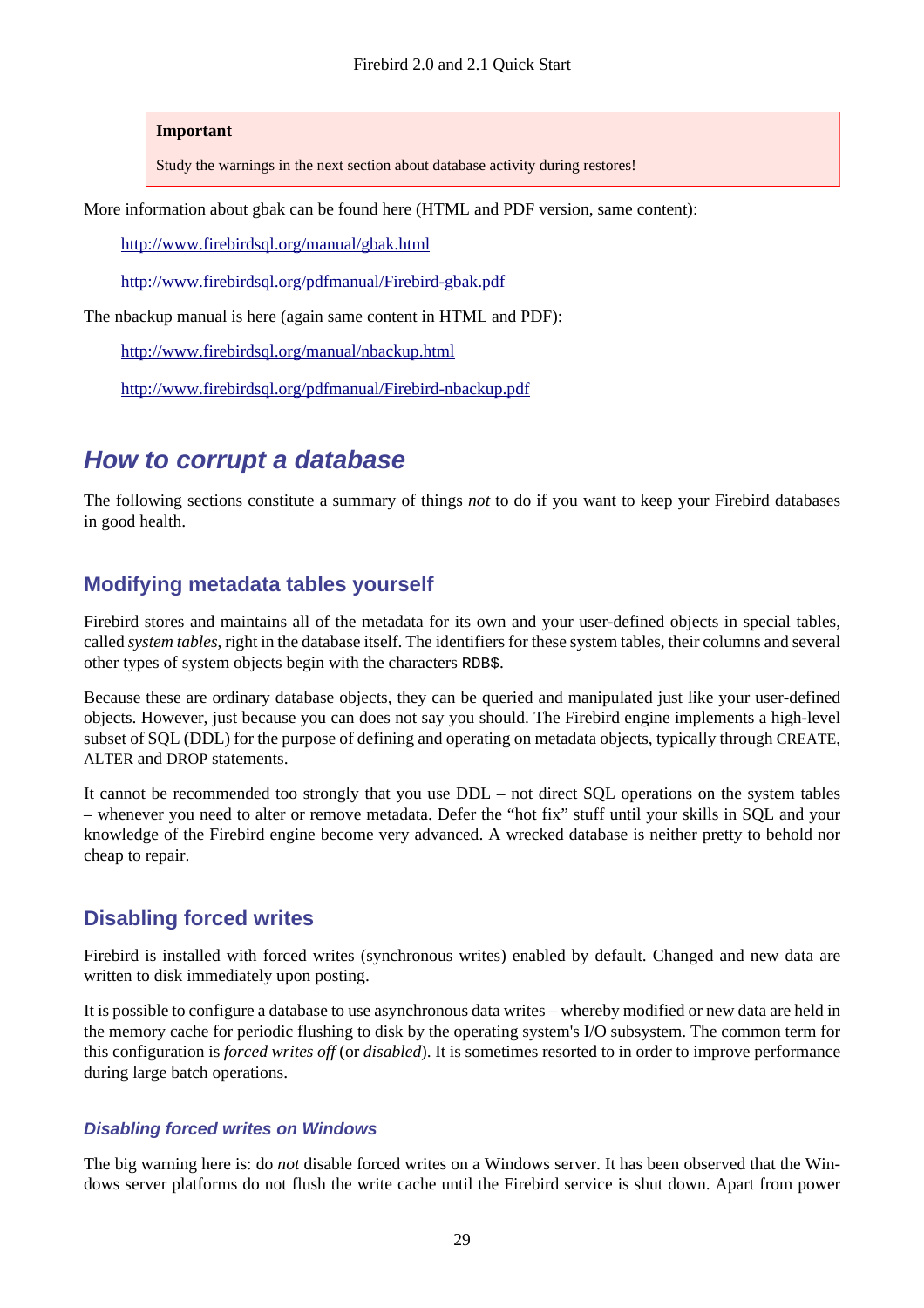> **Important**
>
> Study the warnings in the next section about database activity during restores!

More information about gbak can be found here (HTML and PDF version, same content):

http://www.firebirdsql.org/manual/gbak.html

http://www.firebirdsql.org/pdfmanual/Firebird-gbak.pdf

The nbackup manual is here (again same content in HTML and PDF):

http://www.firebirdsql.org/manual/nbackup.html

http://www.firebirdsql.org/pdfmanual/Firebird-nbackup.pdf

## How to corrupt a database

The following sections constitute a summary of things *not* to do if you want to keep your Firebird databases in good health.

### Modifying metadata tables yourself

Firebird stores and maintains all of the metadata for its own and your user-defined objects in special tables, called *system tables*, right in the database itself. The identifiers for these system tables, their columns and several other types of system objects begin with the characters `RDB$`.

Because these are ordinary database objects, they can be queried and manipulated just like your user-defined objects. However, just because you can does not say you should. The Firebird engine implements a high-level subset of SQL (DDL) for the purpose of defining and operating on metadata objects, typically through CREATE, ALTER and DROP statements.

It cannot be recommended too strongly that you use DDL – not direct SQL operations on the system tables – whenever you need to alter or remove metadata. Defer the "hot fix" stuff until your skills in SQL and your knowledge of the Firebird engine become very advanced. A wrecked database is neither pretty to behold nor cheap to repair.

### Disabling forced writes

Firebird is installed with forced writes (synchronous writes) enabled by default. Changed and new data are written to disk immediately upon posting.

It is possible to configure a database to use asynchronous data writes – whereby modified or new data are held in the memory cache for periodic flushing to disk by the operating system's I/O subsystem. The common term for this configuration is *forced writes off* (or *disabled*). It is sometimes resorted to in order to improve performance during large batch operations.

#### *Disabling forced writes on Windows*

The big warning here is: do *not* disable forced writes on a Windows server. It has been observed that the Windows server platforms do not flush the write cache until the Firebird service is shut down. Apart from power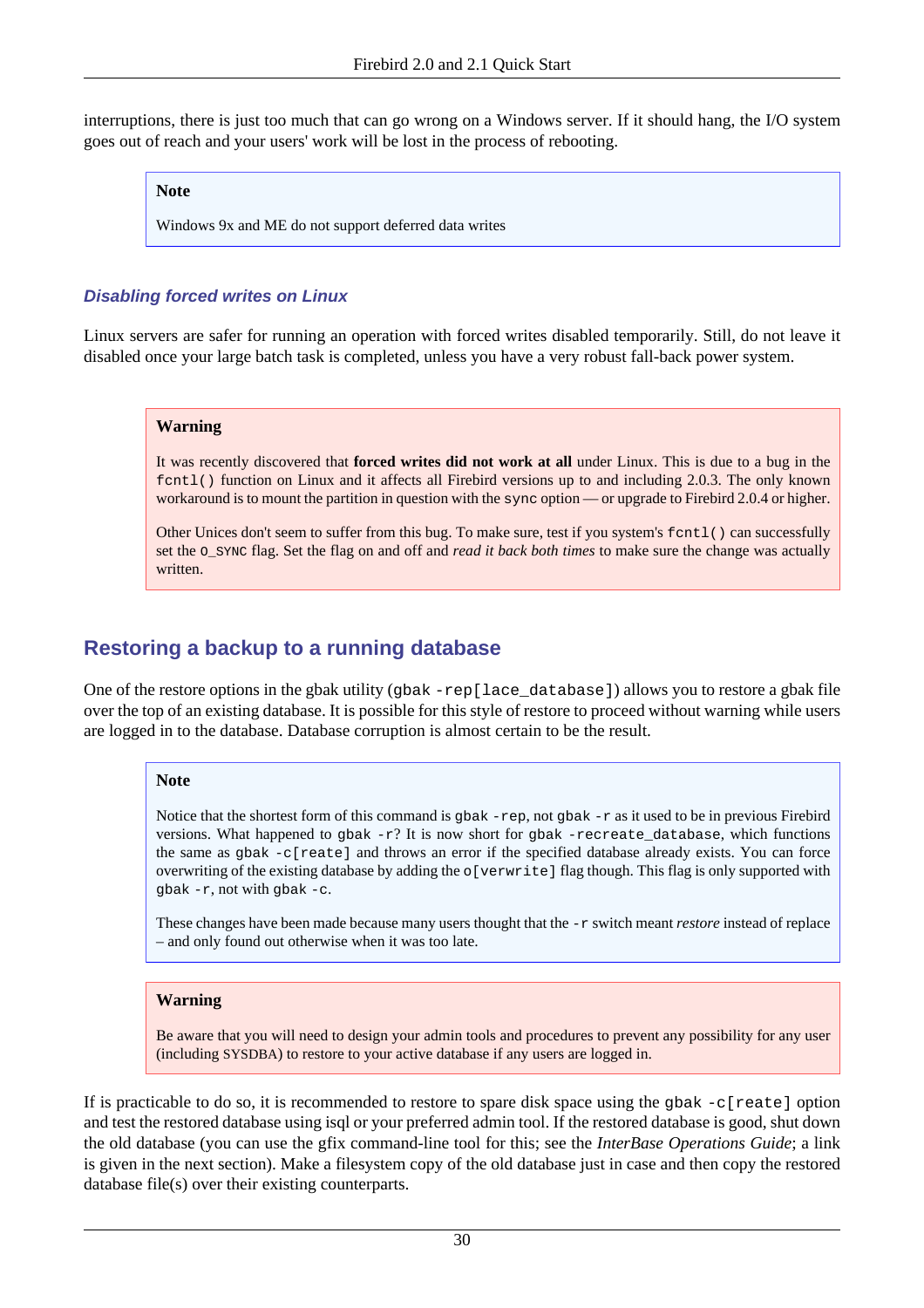interruptions, there is just too much that can go wrong on a Windows server. If it should hang, the I/O system goes out of reach and your users' work will be lost in the process of rebooting.

> **Note**
>
> Windows 9x and ME do not support deferred data writes

#### *Disabling forced writes on Linux*

Linux servers are safer for running an operation with forced writes disabled temporarily. Still, do not leave it disabled once your large batch task is completed, unless you have a very robust fall-back power system.

> **Warning**
>
> It was recently discovered that **forced writes did not work at all** under Linux. This is due to a bug in the `fcntl()` function on Linux and it affects all Firebird versions up to and including 2.0.3. The only known workaround is to mount the partition in question with the `sync` option — or upgrade to Firebird 2.0.4 or higher.
>
> Other Unices don't seem to suffer from this bug. To make sure, test if you system's `fcntl()` can successfully set the `O_SYNC` flag. Set the flag on and off and *read it back both times* to make sure the change was actually written.

## Restoring a backup to a running database

One of the restore options in the gbak utility (`gbak -rep[lace_database]`) allows you to restore a gbak file over the top of an existing database. It is possible for this style of restore to proceed without warning while users are logged in to the database. Database corruption is almost certain to be the result.

> **Note**
>
> Notice that the shortest form of this command is `gbak -rep`, not `gbak -r` as it used to be in previous Firebird versions. What happened to `gbak -r`? It is now short for `gbak -recreate_database`, which functions the same as `gbak -c[reate]` and throws an error if the specified database already exists. You can force overwriting of the existing database by adding the `o[verwrite]` flag though. This flag is only supported with `gbak -r`, not with `gbak -c`.
>
> These changes have been made because many users thought that the `-r` switch meant *restore* instead of replace – and only found out otherwise when it was too late.

> **Warning**
>
> Be aware that you will need to design your admin tools and procedures to prevent any possibility for any user (including SYSDBA) to restore to your active database if any users are logged in.

If is practicable to do so, it is recommended to restore to spare disk space using the `gbak -c[reate]` option and test the restored database using isql or your preferred admin tool. If the restored database is good, shut down the old database (you can use the gfix command-line tool for this; see the *InterBase Operations Guide*; a link is given in the next section). Make a filesystem copy of the old database just in case and then copy the restored database file(s) over their existing counterparts.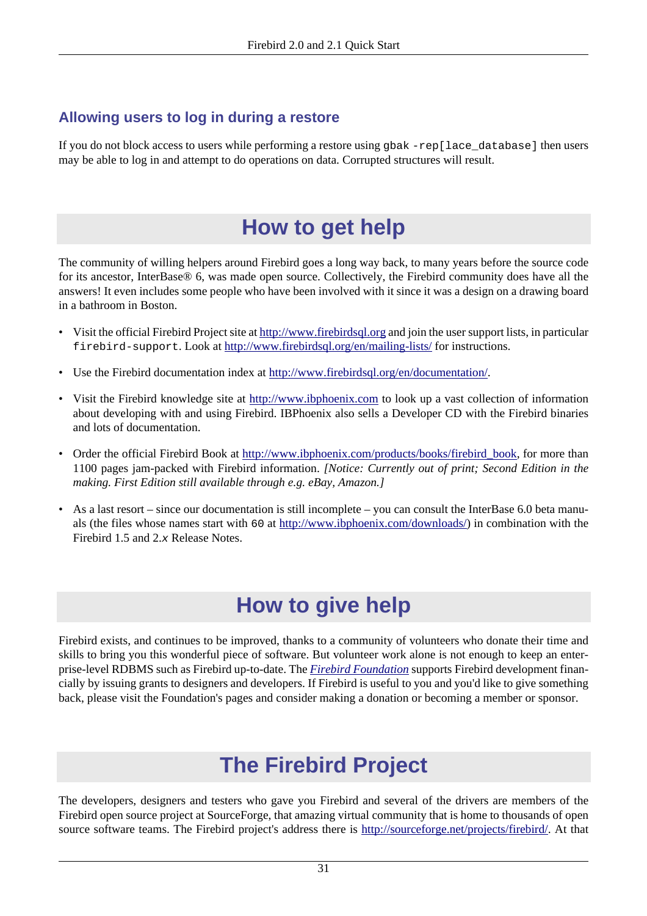### Allowing users to log in during a restore

If you do not block access to users while performing a restore using `gbak -rep[lace_database]` then users may be able to log in and attempt to do operations on data. Corrupted structures will result.

# How to get help

The community of willing helpers around Firebird goes a long way back, to many years before the source code for its ancestor, InterBase® 6, was made open source. Collectively, the Firebird community does have all the answers! It even includes some people who have been involved with it since it was a design on a drawing board in a bathroom in Boston.

- Visit the official Firebird Project site at http://www.firebirdsql.org and join the user support lists, in particular `firebird-support`. Look at http://www.firebirdsql.org/en/mailing-lists/ for instructions.
- Use the Firebird documentation index at http://www.firebirdsql.org/en/documentation/.
- Visit the Firebird knowledge site at http://www.ibphoenix.com to look up a vast collection of information about developing with and using Firebird. IBPhoenix also sells a Developer CD with the Firebird binaries and lots of documentation.
- Order the official Firebird Book at http://www.ibphoenix.com/products/books/firebird_book, for more than 1100 pages jam-packed with Firebird information. *[Notice: Currently out of print; Second Edition in the making. First Edition still available through e.g. eBay, Amazon.]*
- As a last resort – since our documentation is still incomplete – you can consult the InterBase 6.0 beta manuals (the files whose names start with `60` at http://www.ibphoenix.com/downloads/) in combination with the Firebird 1.5 and 2.*x* Release Notes.

# How to give help

Firebird exists, and continues to be improved, thanks to a community of volunteers who donate their time and skills to bring you this wonderful piece of software. But volunteer work alone is not enough to keep an enterprise-level RDBMS such as Firebird up-to-date. The *Firebird Foundation* supports Firebird development financially by issuing grants to designers and developers. If Firebird is useful to you and you'd like to give something back, please visit the Foundation's pages and consider making a donation or becoming a member or sponsor.

# The Firebird Project

The developers, designers and testers who gave you Firebird and several of the drivers are members of the Firebird open source project at SourceForge, that amazing virtual community that is home to thousands of open source software teams. The Firebird project's address there is http://sourceforge.net/projects/firebird/. At that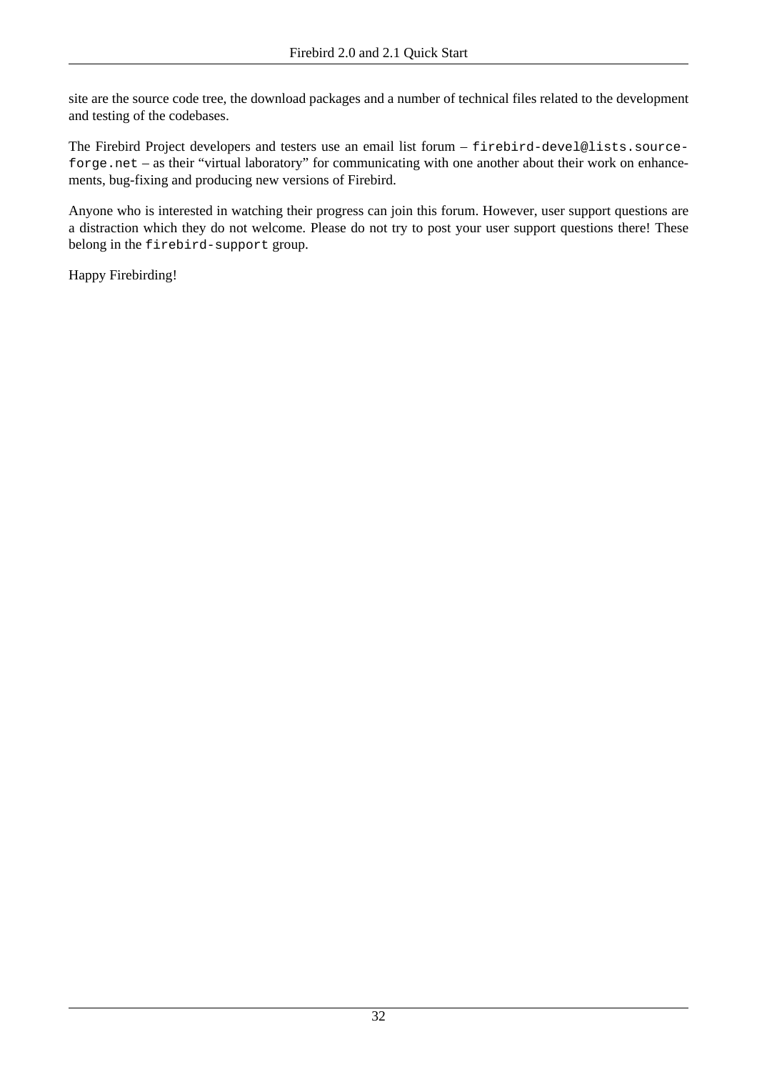site are the source code tree, the download packages and a number of technical files related to the development and testing of the codebases.

The Firebird Project developers and testers use an email list forum – `firebird-devel@lists.sourceforge.net` – as their "virtual laboratory" for communicating with one another about their work on enhancements, bug-fixing and producing new versions of Firebird.

Anyone who is interested in watching their progress can join this forum. However, user support questions are a distraction which they do not welcome. Please do not try to post your user support questions there! These belong in the `firebird-support` group.

Happy Firebirding!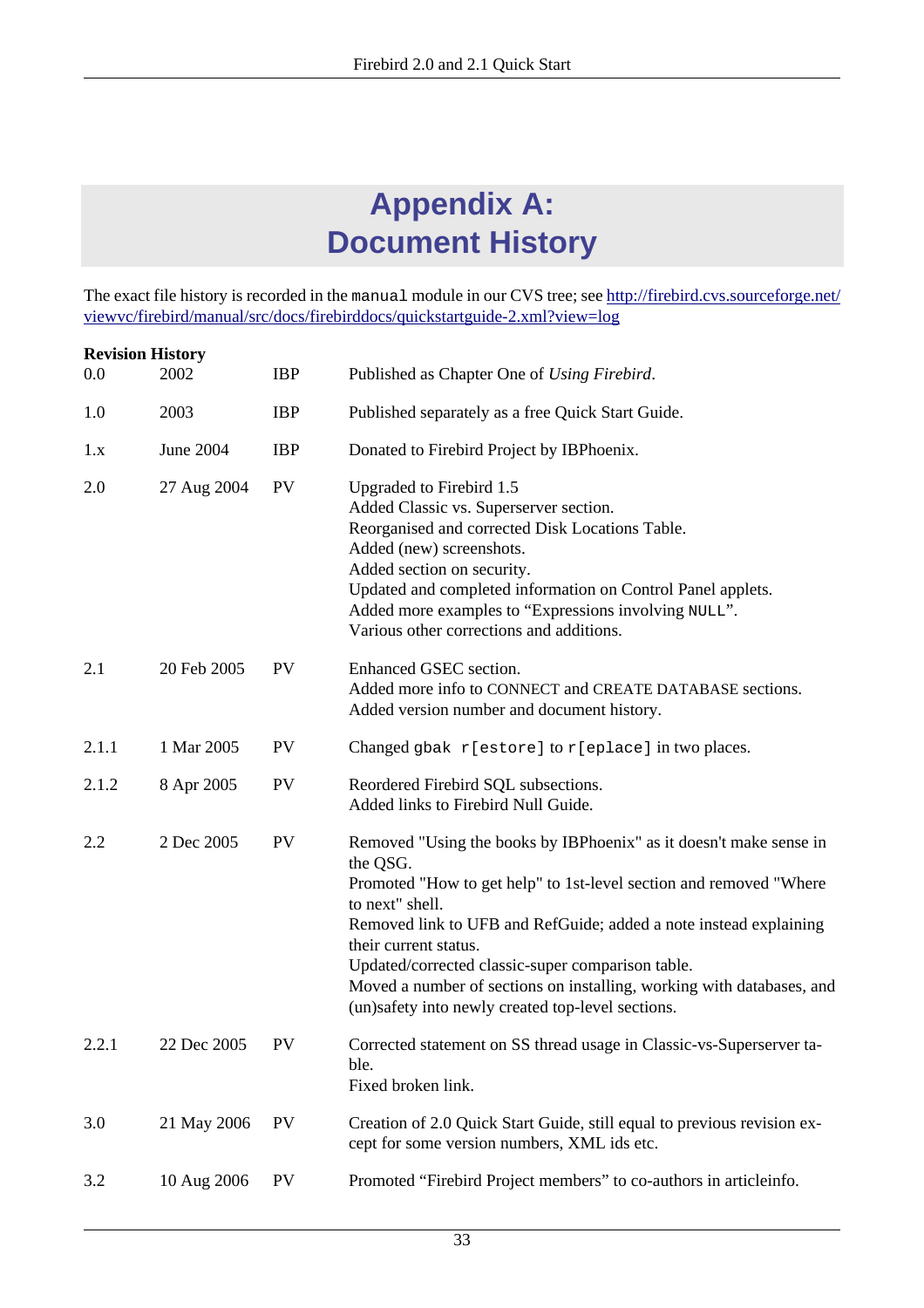# Appendix A: Document History

The exact file history is recorded in the `manual` module in our CVS tree; see [http://firebird.cvs.sourceforge.net/viewvc/firebird/manual/src/docs/firebirddocs/quickstartguide-2.xml?view=log](http://firebird.cvs.sourceforge.net/viewvc/firebird/manual/src/docs/firebirddocs/quickstartguide-2.xml?view=log)

**Revision History**

| | | | |
|---|---|---|---|
| 0.0 | 2002 | IBP | Published as Chapter One of *Using Firebird*. |
| 1.0 | 2003 | IBP | Published separately as a free Quick Start Guide. |
| 1.x | June 2004 | IBP | Donated to Firebird Project by IBPhoenix. |
| 2.0 | 27 Aug 2004 | PV | Upgraded to Firebird 1.5<br>Added Classic vs. Superserver section.<br>Reorganised and corrected Disk Locations Table.<br>Added (new) screenshots.<br>Added section on security.<br>Updated and completed information on Control Panel applets.<br>Added more examples to “Expressions involving `NULL`”.<br>Various other corrections and additions. |
| 2.1 | 20 Feb 2005 | PV | Enhanced GSEC section.<br>Added more info to CONNECT and CREATE DATABASE sections.<br>Added version number and document history. |
| 2.1.1 | 1 Mar 2005 | PV | Changed `gbak r[estore]` to `r[eplace]` in two places. |
| 2.1.2 | 8 Apr 2005 | PV | Reordered Firebird SQL subsections.<br>Added links to Firebird Null Guide. |
| 2.2 | 2 Dec 2005 | PV | Removed "Using the books by IBPhoenix" as it doesn't make sense in the QSG.<br>Promoted "How to get help" to 1st-level section and removed "Where to next" shell.<br>Removed link to UFB and RefGuide; added a note instead explaining their current status.<br>Updated/corrected classic-super comparison table.<br>Moved a number of sections on installing, working with databases, and (un)safety into newly created top-level sections. |
| 2.2.1 | 22 Dec 2005 | PV | Corrected statement on SS thread usage in Classic-vs-Superserver table.<br>Fixed broken link. |
| 3.0 | 21 May 2006 | PV | Creation of 2.0 Quick Start Guide, still equal to previous revision except for some version numbers, XML ids etc. |
| 3.2 | 10 Aug 2006 | PV | Promoted “Firebird Project members” to co-authors in articleinfo. |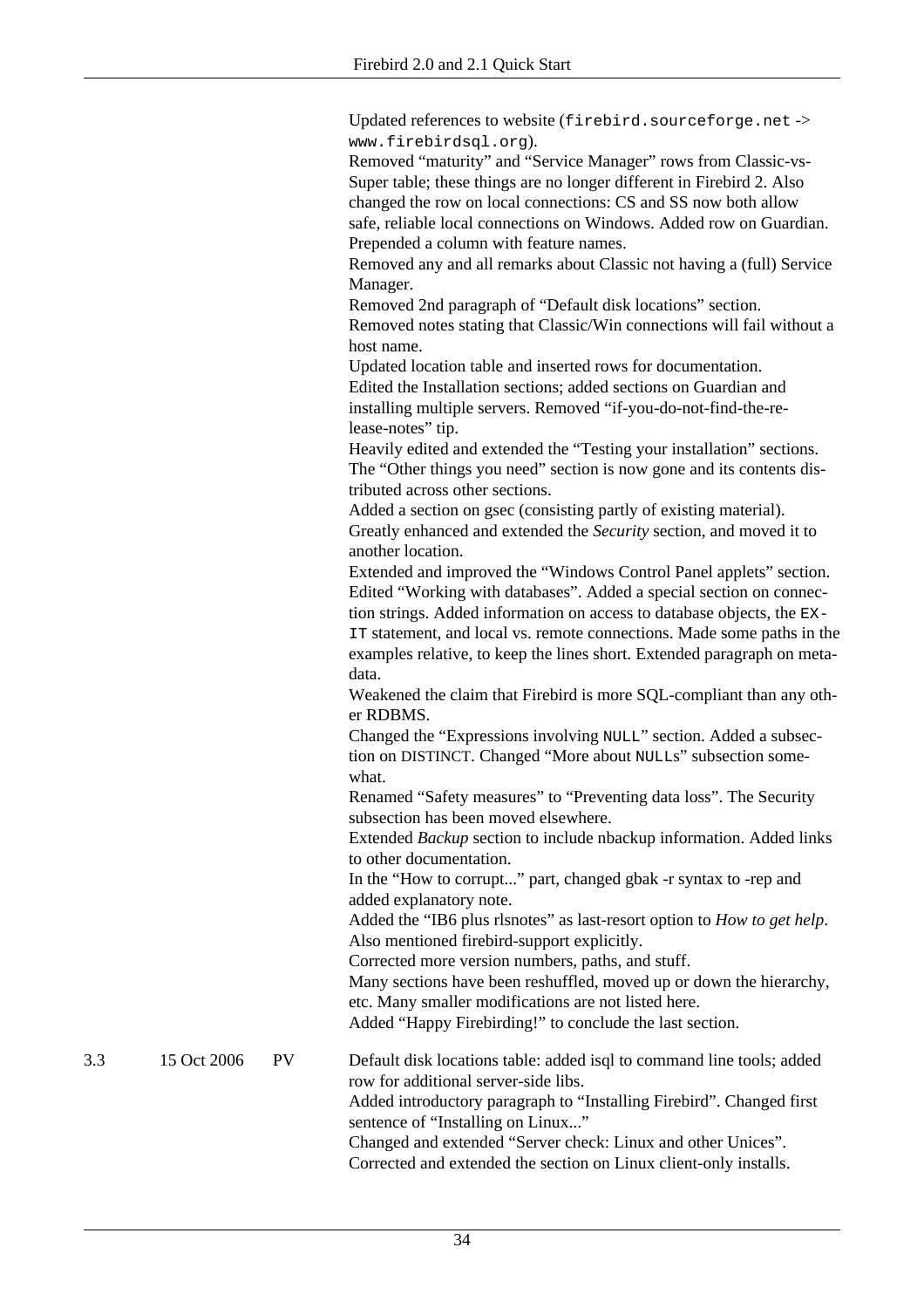| | | | |
|---|---|---|---|
| | | | Updated references to website (`firebird.sourceforge.net` -> `www.firebirdsql.org`).<br>Removed "maturity" and "Service Manager" rows from Classic-vs-Super table; these things are no longer different in Firebird 2. Also changed the row on local connections: CS and SS now both allow safe, reliable local connections on Windows. Added row on Guardian. Prepended a column with feature names.<br>Removed any and all remarks about Classic not having a (full) Service Manager.<br>Removed 2nd paragraph of "Default disk locations" section.<br>Removed notes stating that Classic/Win connections will fail without a host name.<br>Updated location table and inserted rows for documentation.<br>Edited the Installation sections; added sections on Guardian and installing multiple servers. Removed "if-you-do-not-find-the-release-notes" tip.<br>Heavily edited and extended the "Testing your installation" sections. The "Other things you need" section is now gone and its contents distributed across other sections.<br>Added a section on gsec (consisting partly of existing material).<br>Greatly enhanced and extended the *Security* section, and moved it to another location.<br>Extended and improved the "Windows Control Panel applets" section.<br>Edited "Working with databases". Added a special section on connection strings. Added information on access to database objects, the `EXIT` statement, and local vs. remote connections. Made some paths in the examples relative, to keep the lines short. Extended paragraph on metadata.<br>Weakened the claim that Firebird is more SQL-compliant than any other RDBMS.<br>Changed the "Expressions involving `NULL`" section. Added a subsection on DISTINCT. Changed "More about `NULL`s" subsection somewhat.<br>Renamed "Safety measures" to "Preventing data loss". The Security subsection has been moved elsewhere.<br>Extended *Backup* section to include nbackup information. Added links to other documentation.<br>In the "How to corrupt..." part, changed gbak -r syntax to -rep and added explanatory note.<br>Added the "IB6 plus rlsnotes" as last-resort option to *How to get help*. Also mentioned firebird-support explicitly.<br>Corrected more version numbers, paths, and stuff.<br>Many sections have been reshuffled, moved up or down the hierarchy, etc. Many smaller modifications are not listed here.<br>Added "Happy Firebirding!" to conclude the last section. |
| 3.3 | 15 Oct 2006 | PV | Default disk locations table: added isql to command line tools; added row for additional server-side libs.<br>Added introductory paragraph to "Installing Firebird". Changed first sentence of "Installing on Linux..."<br>Changed and extended "Server check: Linux and other Unices".<br>Corrected and extended the section on Linux client-only installs. |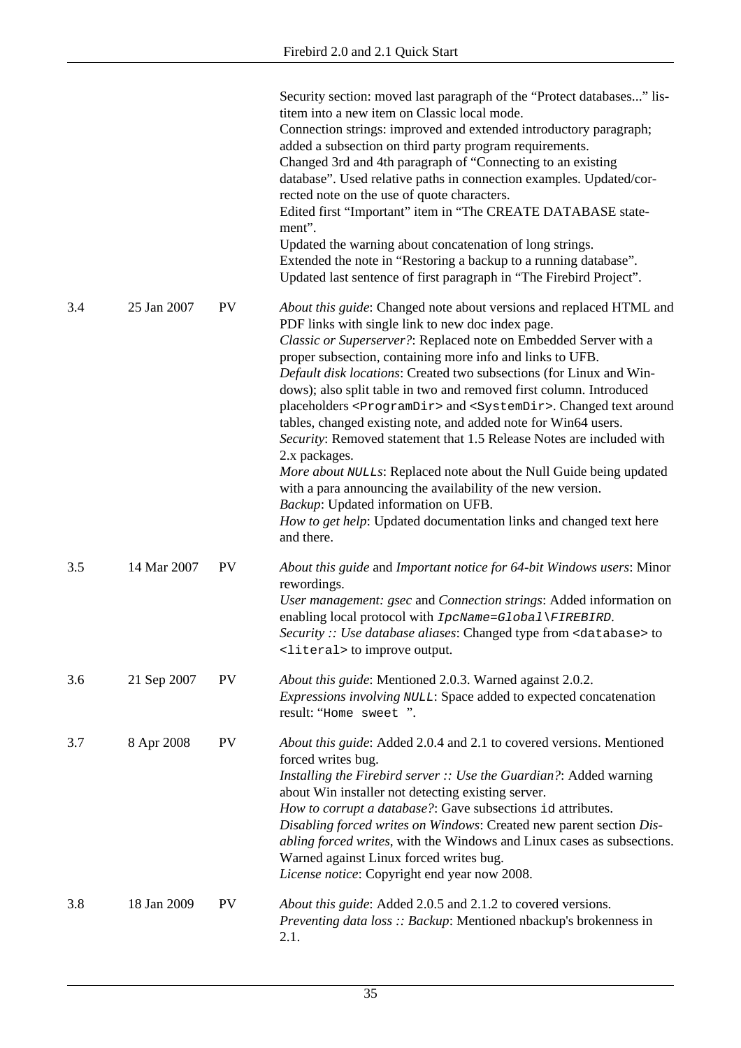| | | | |
|---|---|---|---|
| | | | Security section: moved last paragraph of the “Protect databases...” listitem into a new item on Classic local mode.<br>Connection strings: improved and extended introductory paragraph; added a subsection on third party program requirements.<br>Changed 3rd and 4th paragraph of “Connecting to an existing database”. Used relative paths in connection examples. Updated/corrected note on the use of quote characters.<br>Edited first “Important” item in “The CREATE DATABASE statement”.<br>Updated the warning about concatenation of long strings.<br>Extended the note in “Restoring a backup to a running database”.<br>Updated last sentence of first paragraph in “The Firebird Project”. |
| 3.4 | 25 Jan 2007 | PV | *About this guide*: Changed note about versions and replaced HTML and PDF links with single link to new doc index page.<br>*Classic or Superserver?*: Replaced note on Embedded Server with a proper subsection, containing more info and links to UFB.<br>*Default disk locations*: Created two subsections (for Linux and Windows); also split table in two and removed first column. Introduced placeholders `<ProgramDir>` and `<SystemDir>`. Changed text around tables, changed existing note, and added note for Win64 users.<br>*Security*: Removed statement that 1.5 Release Notes are included with 2.x packages.<br>*More about `NULLs`*: Replaced note about the Null Guide being updated with a para announcing the availability of the new version.<br>*Backup*: Updated information on UFB.<br>*How to get help*: Updated documentation links and changed text here and there. |
| 3.5 | 14 Mar 2007 | PV | *About this guide* and *Important notice for 64-bit Windows users*: Minor rewordings.<br>*User management: gsec* and *Connection strings*: Added information on enabling local protocol with *`IpcName=Global\FIREBIRD`*.<br>*Security :: Use database aliases*: Changed type from `<database>` to `<literal>` to improve output. |
| 3.6 | 21 Sep 2007 | PV | *About this guide*: Mentioned 2.0.3. Warned against 2.0.2.<br>*Expressions involving `NULL`*: Space added to expected concatenation result: “`Home sweet `”. |
| 3.7 | 8 Apr 2008 | PV | *About this guide*: Added 2.0.4 and 2.1 to covered versions. Mentioned forced writes bug.<br>*Installing the Firebird server :: Use the Guardian?*: Added warning about Win installer not detecting existing server.<br>*How to corrupt a database?*: Gave subsections `id` attributes.<br>*Disabling forced writes on Windows*: Created new parent section *Disabling forced writes*, with the Windows and Linux cases as subsections. Warned against Linux forced writes bug.<br>*License notice*: Copyright end year now 2008. |
| 3.8 | 18 Jan 2009 | PV | *About this guide*: Added 2.0.5 and 2.1.2 to covered versions.<br>*Preventing data loss :: Backup*: Mentioned nbackup's brokenness in 2.1. |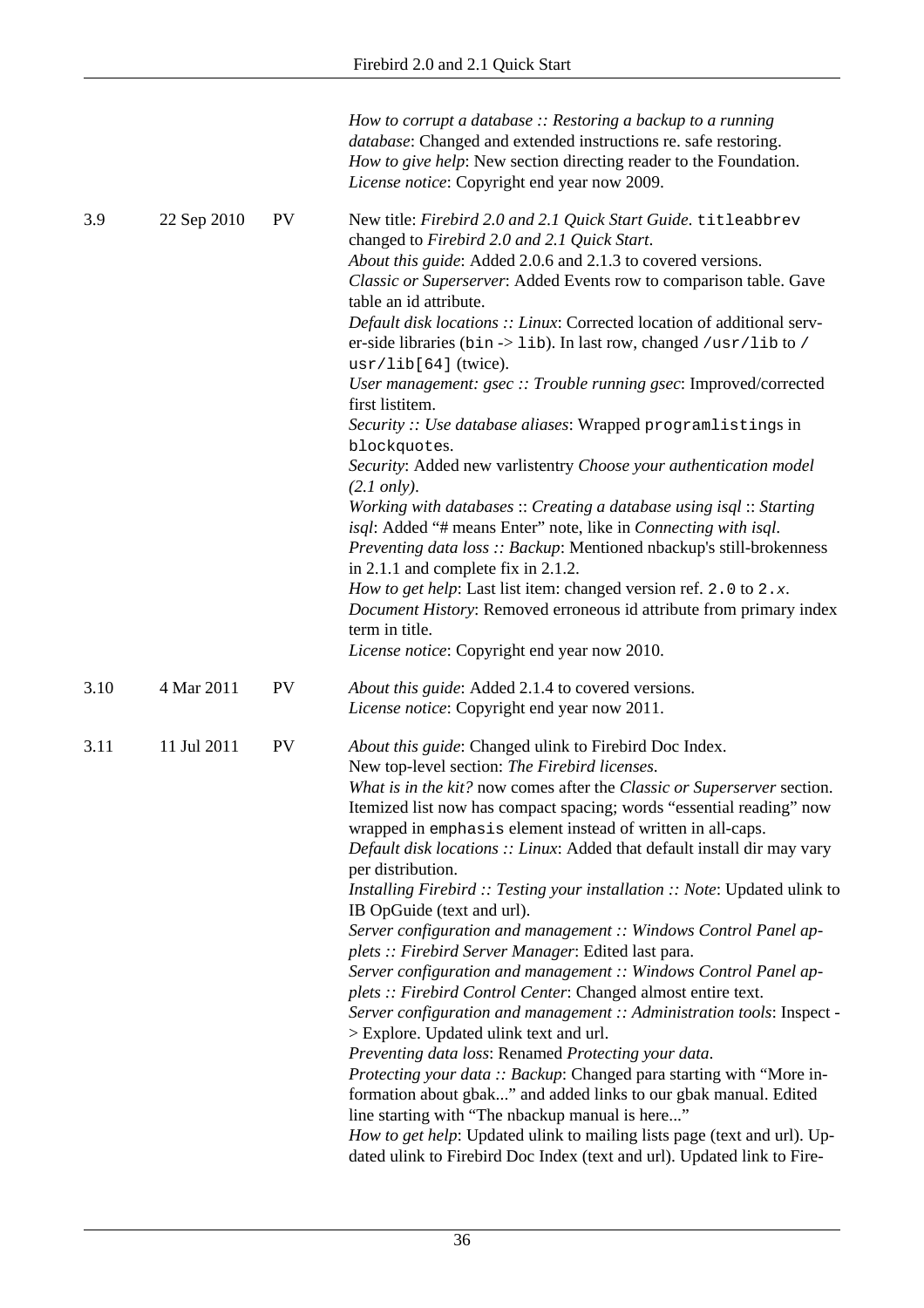| | | | |
|---|---|---|---|
| | | | *How to corrupt a database :: Restoring a backup to a running database*: Changed and extended instructions re. safe restoring.<br>*How to give help*: New section directing reader to the Foundation.<br>*License notice*: Copyright end year now 2009. |
| 3.9 | 22 Sep 2010 | PV | New title: *Firebird 2.0 and 2.1 Quick Start Guide*. `titleabbrev` changed to *Firebird 2.0 and 2.1 Quick Start*.<br>*About this guide*: Added 2.0.6 and 2.1.3 to covered versions.<br>*Classic or Superserver*: Added Events row to comparison table. Gave table an id attribute.<br>*Default disk locations :: Linux*: Corrected location of additional server-side libraries (`bin` -> `lib`). In last row, changed `/usr/lib` to `/usr/lib[64]` (twice).<br>*User management: gsec :: Trouble running gsec*: Improved/corrected first listitem.<br>*Security :: Use database aliases*: Wrapped `programlistings` in `blockquotes`.<br>*Security*: Added new varlistentry *Choose your authentication model (2.1 only)*.<br>*Working with databases* :: *Creating a database using isql* :: *Starting isql*: Added “# means Enter” note, like in *Connecting with isql*.<br>*Preventing data loss :: Backup*: Mentioned nbackup's still-brokenness in 2.1.1 and complete fix in 2.1.2.<br>*How to get help*: Last list item: changed version ref. `2.0` to `2.x`.<br>*Document History*: Removed erroneous id attribute from primary index term in title.<br>*License notice*: Copyright end year now 2010. |
| 3.10 | 4 Mar 2011 | PV | *About this guide*: Added 2.1.4 to covered versions.<br>*License notice*: Copyright end year now 2011. |
| 3.11 | 11 Jul 2011 | PV | *About this guide*: Changed ulink to Firebird Doc Index.<br>New top-level section: *The Firebird licenses*.<br>*What is in the kit?* now comes after the *Classic or Superserver* section. Itemized list now has compact spacing; words “essential reading” now wrapped in `emphasis` element instead of written in all-caps.<br>*Default disk locations :: Linux*: Added that default install dir may vary per distribution.<br>*Installing Firebird :: Testing your installation :: Note*: Updated ulink to IB OpGuide (text and url).<br>*Server configuration and management :: Windows Control Panel applets :: Firebird Server Manager*: Edited last para.<br>*Server configuration and management :: Windows Control Panel applets :: Firebird Control Center*: Changed almost entire text.<br>*Server configuration and management :: Administration tools*: Inspect -> Explore. Updated ulink text and url.<br>*Preventing data loss*: Renamed *Protecting your data*.<br>*Protecting your data :: Backup*: Changed para starting with “More information about gbak...” and added links to our gbak manual. Edited line starting with “The nbackup manual is here...”<br>*How to get help*: Updated ulink to mailing lists page (text and url). Updated ulink to Firebird Doc Index (text and url). Updated link to Fire- |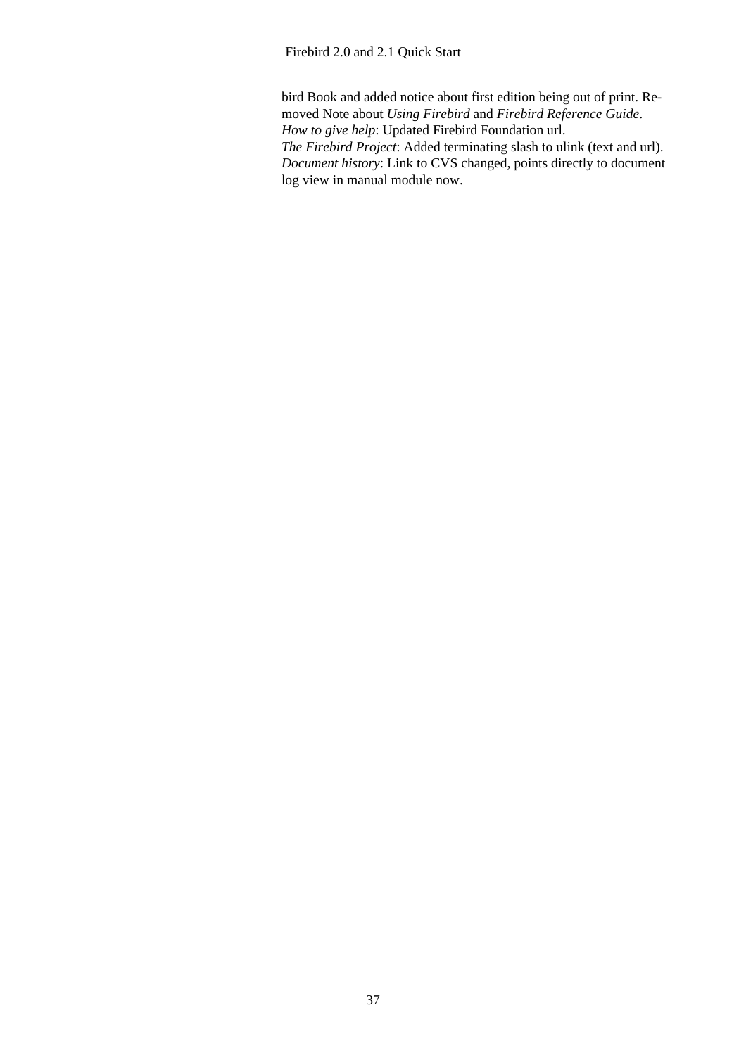bird Book and added notice about first edition being out of print. Removed Note about *Using Firebird* and *Firebird Reference Guide*.
*How to give help*: Updated Firebird Foundation url.
*The Firebird Project*: Added terminating slash to ulink (text and url).
*Document history*: Link to CVS changed, points directly to document log view in manual module now.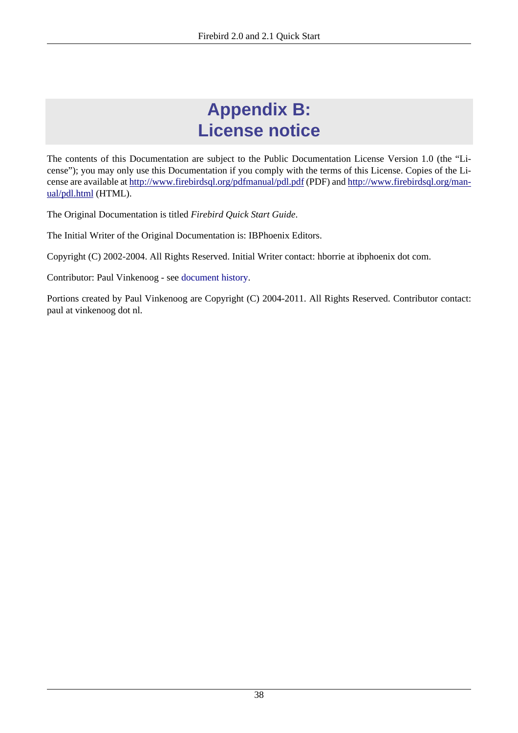# Appendix B: License notice

The contents of this Documentation are subject to the Public Documentation License Version 1.0 (the "License"); you may only use this Documentation if you comply with the terms of this License. Copies of the License are available at http://www.firebirdsql.org/pdfmanual/pdl.pdf (PDF) and http://www.firebirdsql.org/manual/pdl.html (HTML).

The Original Documentation is titled *Firebird Quick Start Guide*.

The Initial Writer of the Original Documentation is: IBPhoenix Editors.

Copyright (C) 2002-2004. All Rights Reserved. Initial Writer contact: hborrie at ibphoenix dot com.

Contributor: Paul Vinkenoog - see document history.

Portions created by Paul Vinkenoog are Copyright (C) 2004-2011. All Rights Reserved. Contributor contact: paul at vinkenoog dot nl.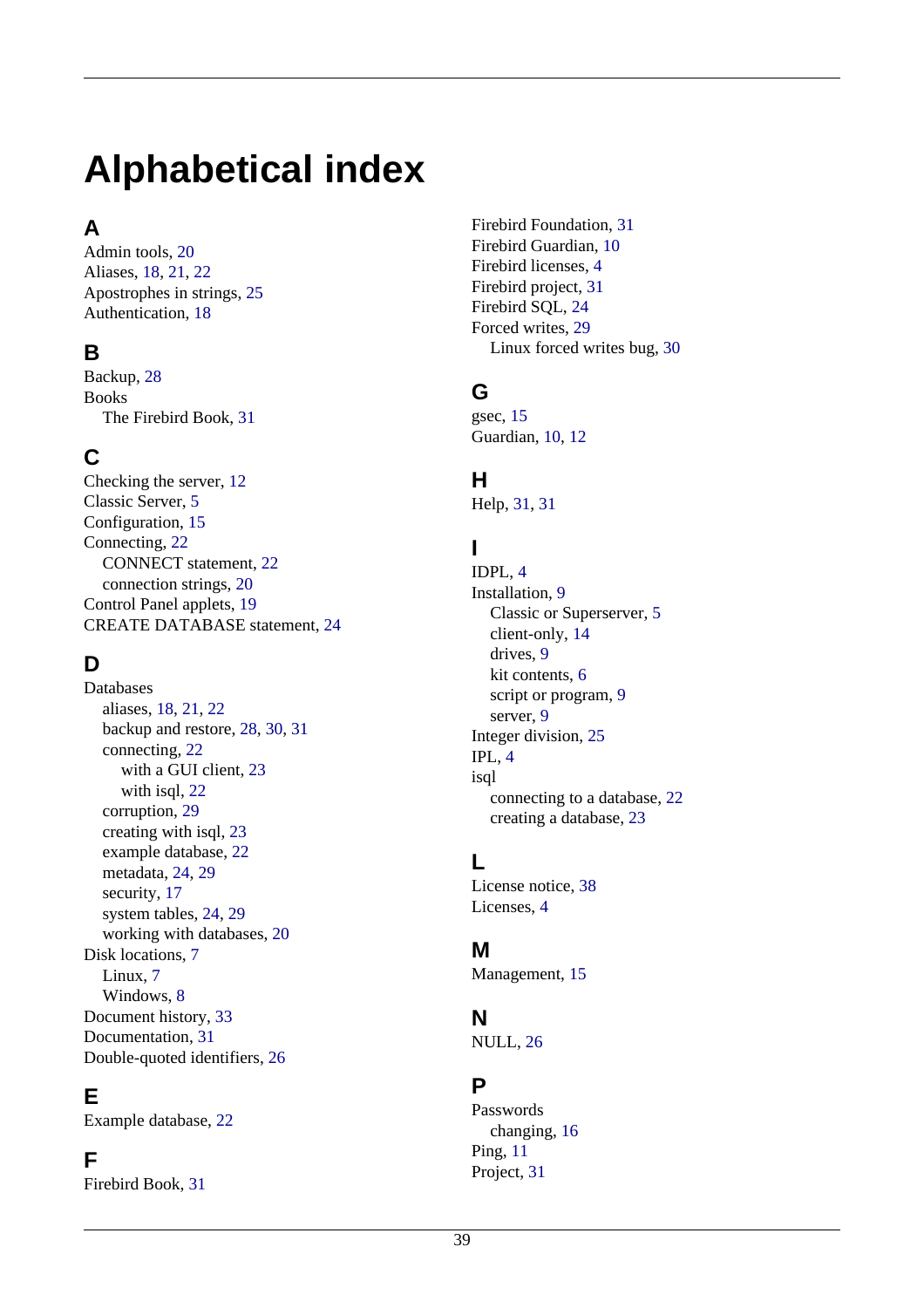# Alphabetical index

## A

Admin tools, 20
Aliases, 18, 21, 22
Apostrophes in strings, 25
Authentication, 18

## B

Backup, 28
Books
  The Firebird Book, 31

## C

Checking the server, 12
Classic Server, 5
Configuration, 15
Connecting, 22
  CONNECT statement, 22
  connection strings, 20
Control Panel applets, 19
CREATE DATABASE statement, 24

## D

Databases
  aliases, 18, 21, 22
  backup and restore, 28, 30, 31
  connecting, 22
    with a GUI client, 23
    with isql, 22
  corruption, 29
  creating with isql, 23
  example database, 22
  metadata, 24, 29
  security, 17
  system tables, 24, 29
  working with databases, 20
Disk locations, 7
  Linux, 7
  Windows, 8
Document history, 33
Documentation, 31
Double-quoted identifiers, 26

## E

Example database, 22

## F

Firebird Book, 31
Firebird Foundation, 31
Firebird Guardian, 10
Firebird licenses, 4
Firebird project, 31
Firebird SQL, 24
Forced writes, 29
  Linux forced writes bug, 30

## G

gsec, 15
Guardian, 10, 12

## H

Help, 31, 31

## I

IDPL, 4
Installation, 9
  Classic or Superserver, 5
  client-only, 14
  drives, 9
  kit contents, 6
  script or program, 9
  server, 9
Integer division, 25
IPL, 4
isql
  connecting to a database, 22
  creating a database, 23

## L

License notice, 38
Licenses, 4

## M

Management, 15

## N

NULL, 26

## P

Passwords
  changing, 16
Ping, 11
Project, 31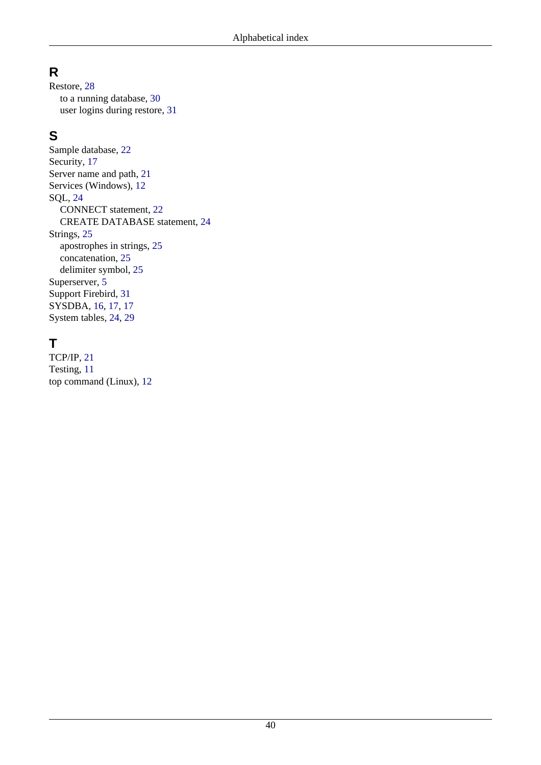## R

Restore, 28
  to a running database, 30
  user logins during restore, 31

## S

Sample database, 22
Security, 17
Server name and path, 21
Services (Windows), 12
SQL, 24
  CONNECT statement, 22
  CREATE DATABASE statement, 24
Strings, 25
  apostrophes in strings, 25
  concatenation, 25
  delimiter symbol, 25
Superserver, 5
Support Firebird, 31
SYSDBA, 16, 17, 17
System tables, 24, 29

## T

TCP/IP, 21
Testing, 11
top command (Linux), 12